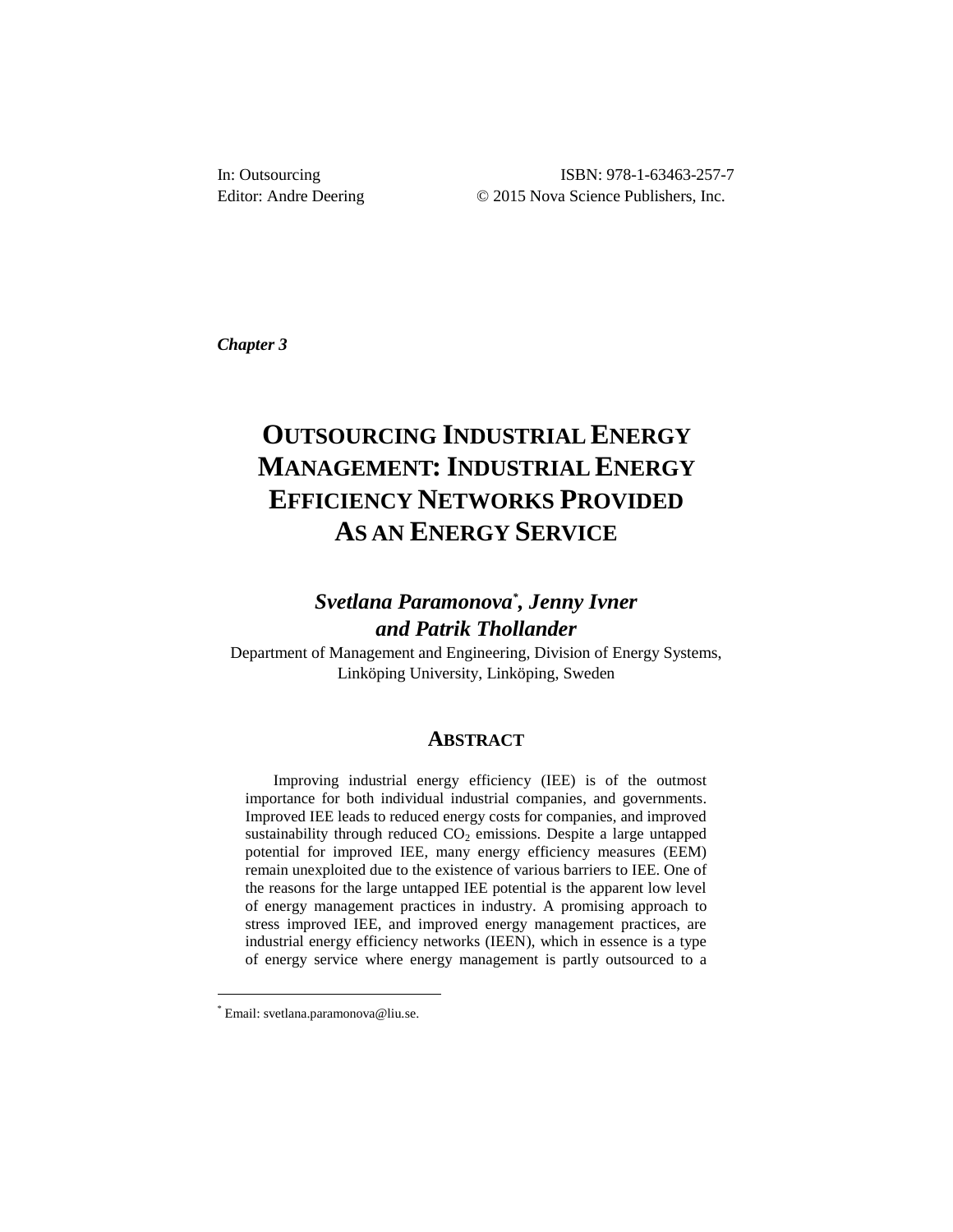In: Outsourcing  
Editor: Andre Deering

ISBN: 978-1-63463-257-7  
© 2015 Nova Science Publishers, Inc.

***Chapter 3***

# OUTSOURCING INDUSTRIAL ENERGY MANAGEMENT: INDUSTRIAL ENERGY EFFICIENCY NETWORKS PROVIDED AS AN ENERGY SERVICE

***Svetlana Paramonova*[\*], Jenny Ivner and Patrik Thollander***

Department of Management and Engineering, Division of Energy Systems, Linköping University, Linköping, Sweden

## ABSTRACT

Improving industrial energy efficiency (IEE) is of the outmost importance for both individual industrial companies, and governments. Improved IEE leads to reduced energy costs for companies, and improved sustainability through reduced $CO_2$ emissions. Despite a large untapped potential for improved IEE, many energy efficiency measures (EEM) remain unexploited due to the existence of various barriers to IEE. One of the reasons for the large untapped IEE potential is the apparent low level of energy management practices in industry. A promising approach to stress improved IEE, and improved energy management practices, are industrial energy efficiency networks (IEEN), which in essence is a type of energy service where energy management is partly outsourced to a

[\*] Email: svetlana.paramonova@liu.se.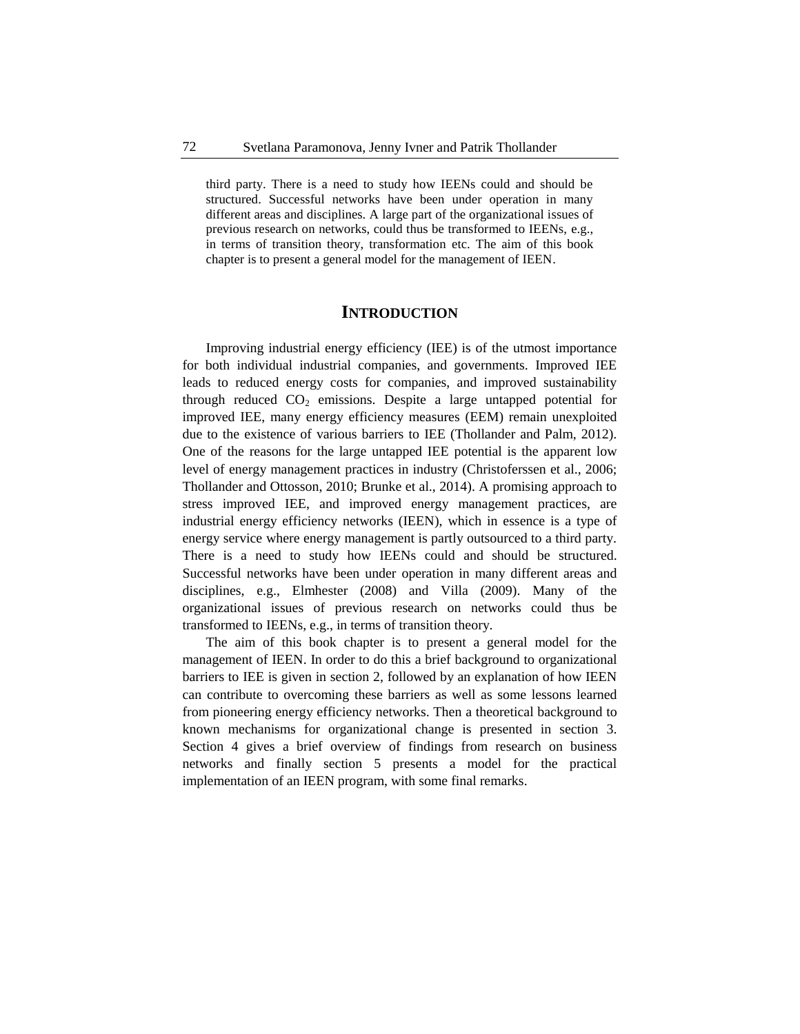third party. There is a need to study how IEENs could and should be structured. Successful networks have been under operation in many different areas and disciplines. A large part of the organizational issues of previous research on networks, could thus be transformed to IEENs, e.g., in terms of transition theory, transformation etc. The aim of this book chapter is to present a general model for the management of IEEN.

## INTRODUCTION

Improving industrial energy efficiency (IEE) is of the utmost importance for both individual industrial companies, and governments. Improved IEE leads to reduced energy costs for companies, and improved sustainability through reduced $CO_2$ emissions. Despite a large untapped potential for improved IEE, many energy efficiency measures (EEM) remain unexploited due to the existence of various barriers to IEE (Thollander and Palm, 2012). One of the reasons for the large untapped IEE potential is the apparent low level of energy management practices in industry (Christoferssen et al., 2006; Thollander and Ottosson, 2010; Brunke et al., 2014). A promising approach to stress improved IEE, and improved energy management practices, are industrial energy efficiency networks (IEEN), which in essence is a type of energy service where energy management is partly outsourced to a third party. There is a need to study how IEENs could and should be structured. Successful networks have been under operation in many different areas and disciplines, e.g., Elmhester (2008) and Villa (2009). Many of the organizational issues of previous research on networks could thus be transformed to IEENs, e.g., in terms of transition theory.

The aim of this book chapter is to present a general model for the management of IEEN. In order to do this a brief background to organizational barriers to IEE is given in section 2, followed by an explanation of how IEEN can contribute to overcoming these barriers as well as some lessons learned from pioneering energy efficiency networks. Then a theoretical background to known mechanisms for organizational change is presented in section 3. Section 4 gives a brief overview of findings from research on business networks and finally section 5 presents a model for the practical implementation of an IEEN program, with some final remarks.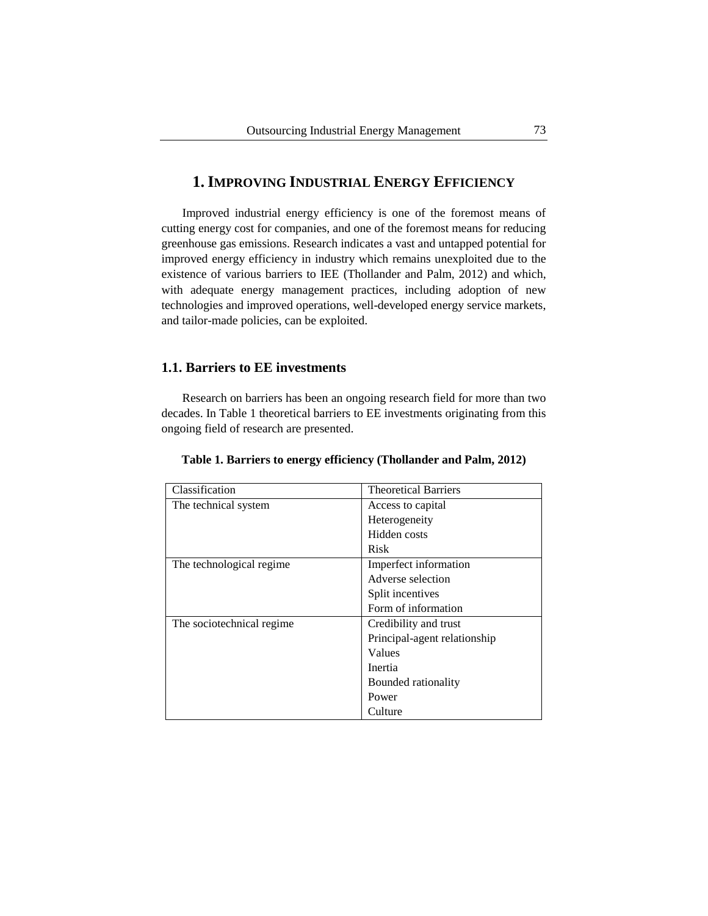# 1. Improving Industrial Energy Efficiency

Improved industrial energy efficiency is one of the foremost means of cutting energy cost for companies, and one of the foremost means for reducing greenhouse gas emissions. Research indicates a vast and untapped potential for improved energy efficiency in industry which remains unexploited due to the existence of various barriers to IEE (Thollander and Palm, 2012) and which, with adequate energy management practices, including adoption of new technologies and improved operations, well-developed energy service markets, and tailor-made policies, can be exploited.

## 1.1. Barriers to EE investments

Research on barriers has been an ongoing research field for more than two decades. In Table 1 theoretical barriers to EE investments originating from this ongoing field of research are presented.

**Table 1. Barriers to energy efficiency (Thollander and Palm, 2012)**

| Classification | Theoretical Barriers |
|---|---|
| The technical system | Access to capital |
| | Heterogeneity |
| | Hidden costs |
| | Risk |
| The technological regime | Imperfect information |
| | Adverse selection |
| | Split incentives |
| | Form of information |
| The sociotechnical regime | Credibility and trust |
| | Principal-agent relationship |
| | Values |
| | Inertia |
| | Bounded rationality |
| | Power |
| | Culture |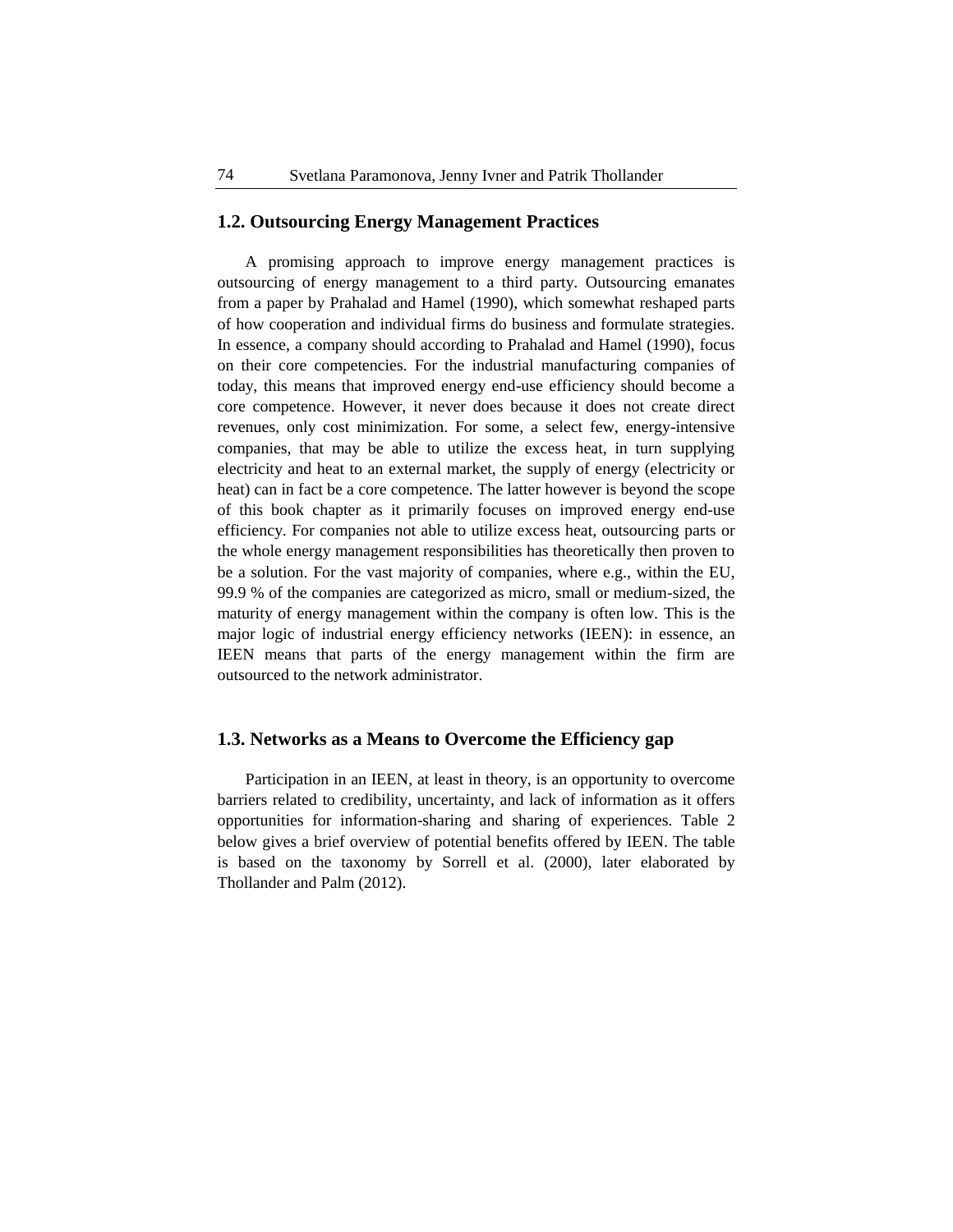## 1.2. Outsourcing Energy Management Practices

A promising approach to improve energy management practices is outsourcing of energy management to a third party. Outsourcing emanates from a paper by Prahalad and Hamel (1990), which somewhat reshaped parts of how cooperation and individual firms do business and formulate strategies. In essence, a company should according to Prahalad and Hamel (1990), focus on their core competencies. For the industrial manufacturing companies of today, this means that improved energy end-use efficiency should become a core competence. However, it never does because it does not create direct revenues, only cost minimization. For some, a select few, energy-intensive companies, that may be able to utilize the excess heat, in turn supplying electricity and heat to an external market, the supply of energy (electricity or heat) can in fact be a core competence. The latter however is beyond the scope of this book chapter as it primarily focuses on improved energy end-use efficiency. For companies not able to utilize excess heat, outsourcing parts or the whole energy management responsibilities has theoretically then proven to be a solution. For the vast majority of companies, where e.g., within the EU, 99.9 % of the companies are categorized as micro, small or medium-sized, the maturity of energy management within the company is often low. This is the major logic of industrial energy efficiency networks (IEEN): in essence, an IEEN means that parts of the energy management within the firm are outsourced to the network administrator.

## 1.3. Networks as a Means to Overcome the Efficiency gap

Participation in an IEEN, at least in theory, is an opportunity to overcome barriers related to credibility, uncertainty, and lack of information as it offers opportunities for information-sharing and sharing of experiences. Table 2 below gives a brief overview of potential benefits offered by IEEN. The table is based on the taxonomy by Sorrell et al. (2000), later elaborated by Thollander and Palm (2012).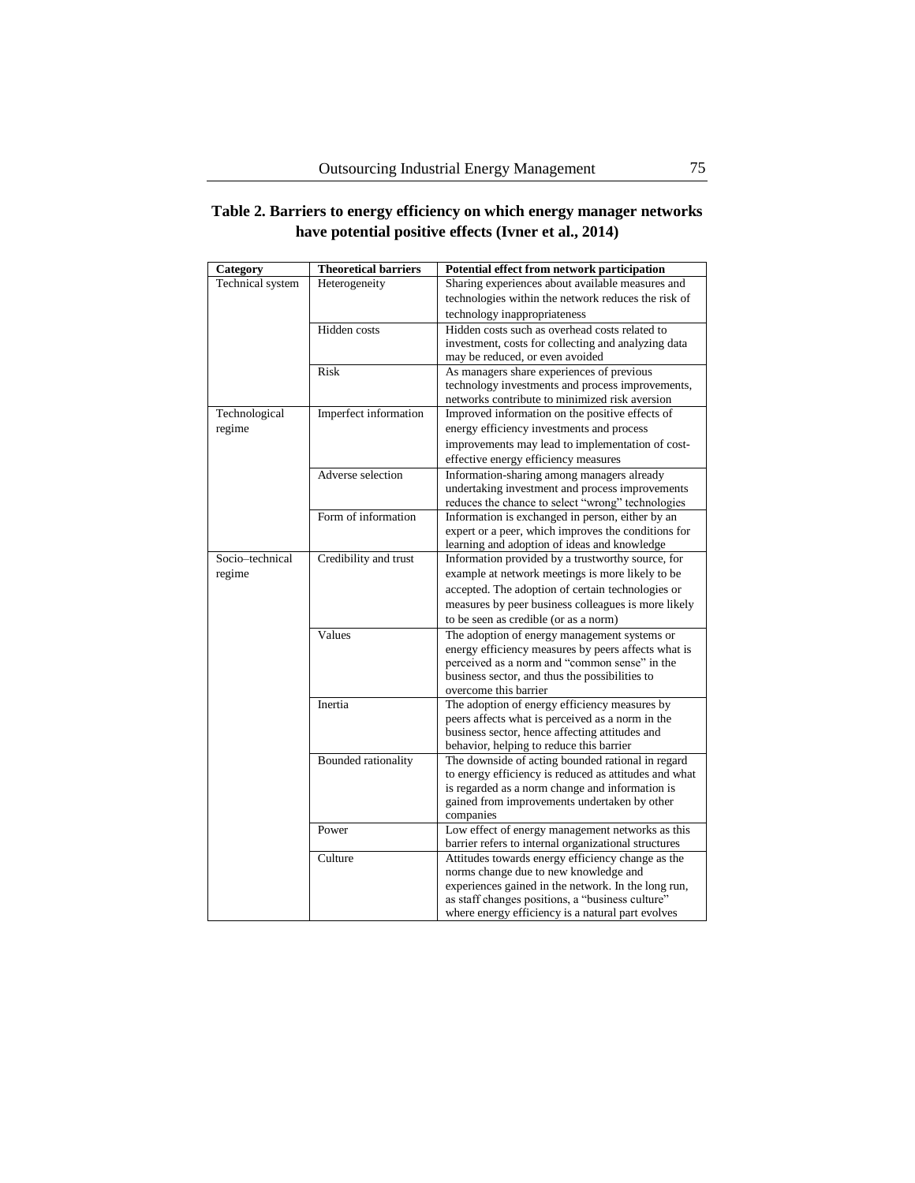**Table 2. Barriers to energy efficiency on which energy manager networks have potential positive effects (Ivner et al., 2014)**

| Category | Theoretical barriers | Potential effect from network participation |
|---|---|---|
| Technical system | Heterogeneity | Sharing experiences about available measures and technologies within the network reduces the risk of technology inappropriateness |
| | Hidden costs | Hidden costs such as overhead costs related to investment, costs for collecting and analyzing data may be reduced, or even avoided |
| | Risk | As managers share experiences of previous technology investments and process improvements, networks contribute to minimized risk aversion |
| Technological regime | Imperfect information | Improved information on the positive effects of energy efficiency investments and process improvements may lead to implementation of cost-effective energy efficiency measures |
| | Adverse selection | Information-sharing among managers already undertaking investment and process improvements reduces the chance to select "wrong" technologies |
| | Form of information | Information is exchanged in person, either by an expert or a peer, which improves the conditions for learning and adoption of ideas and knowledge |
| Socio–technical regime | Credibility and trust | Information provided by a trustworthy source, for example at network meetings is more likely to be accepted. The adoption of certain technologies or measures by peer business colleagues is more likely to be seen as credible (or as a norm) |
| | Values | The adoption of energy management systems or energy efficiency measures by peers affects what is perceived as a norm and "common sense" in the business sector, and thus the possibilities to overcome this barrier |
| | Inertia | The adoption of energy efficiency measures by peers affects what is perceived as a norm in the business sector, hence affecting attitudes and behavior, helping to reduce this barrier |
| | Bounded rationality | The downside of acting bounded rational in regard to energy efficiency is reduced as attitudes and what is regarded as a norm change and information is gained from improvements undertaken by other companies |
| | Power | Low effect of energy management networks as this barrier refers to internal organizational structures |
| | Culture | Attitudes towards energy efficiency change as the norms change due to new knowledge and experiences gained in the network. In the long run, as staff changes positions, a "business culture" where energy efficiency is a natural part evolves |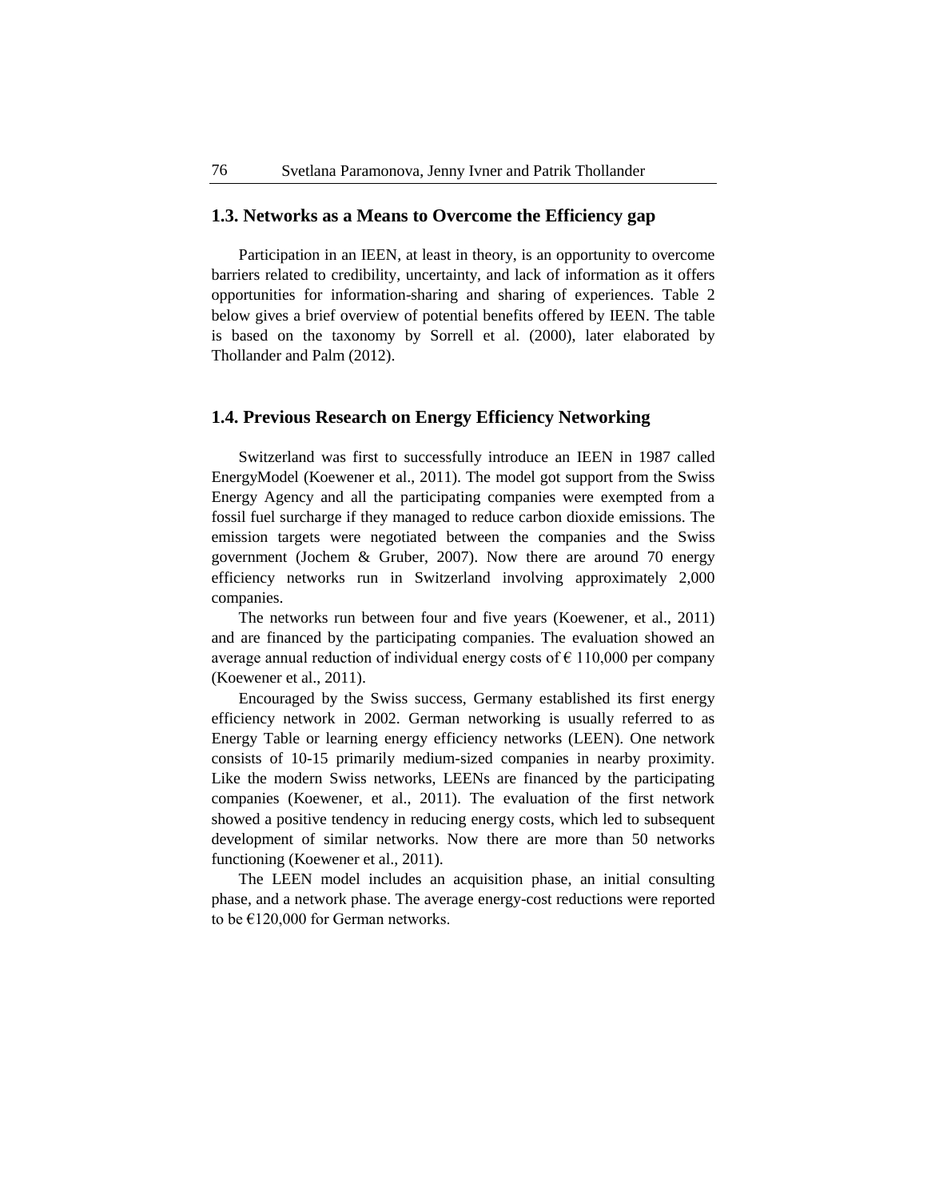### 1.3. Networks as a Means to Overcome the Efficiency gap

Participation in an IEEN, at least in theory, is an opportunity to overcome barriers related to credibility, uncertainty, and lack of information as it offers opportunities for information-sharing and sharing of experiences. Table 2 below gives a brief overview of potential benefits offered by IEEN. The table is based on the taxonomy by Sorrell et al. (2000), later elaborated by Thollander and Palm (2012).

### 1.4. Previous Research on Energy Efficiency Networking

Switzerland was first to successfully introduce an IEEN in 1987 called EnergyModel (Koewener et al., 2011). The model got support from the Swiss Energy Agency and all the participating companies were exempted from a fossil fuel surcharge if they managed to reduce carbon dioxide emissions. The emission targets were negotiated between the companies and the Swiss government (Jochem & Gruber, 2007). Now there are around 70 energy efficiency networks run in Switzerland involving approximately 2,000 companies.

The networks run between four and five years (Koewener, et al., 2011) and are financed by the participating companies. The evaluation showed an average annual reduction of individual energy costs of € 110,000 per company (Koewener et al., 2011).

Encouraged by the Swiss success, Germany established its first energy efficiency network in 2002. German networking is usually referred to as Energy Table or learning energy efficiency networks (LEEN). One network consists of 10-15 primarily medium-sized companies in nearby proximity. Like the modern Swiss networks, LEENs are financed by the participating companies (Koewener, et al., 2011). The evaluation of the first network showed a positive tendency in reducing energy costs, which led to subsequent development of similar networks. Now there are more than 50 networks functioning (Koewener et al., 2011).

The LEEN model includes an acquisition phase, an initial consulting phase, and a network phase. The average energy-cost reductions were reported to be €120,000 for German networks.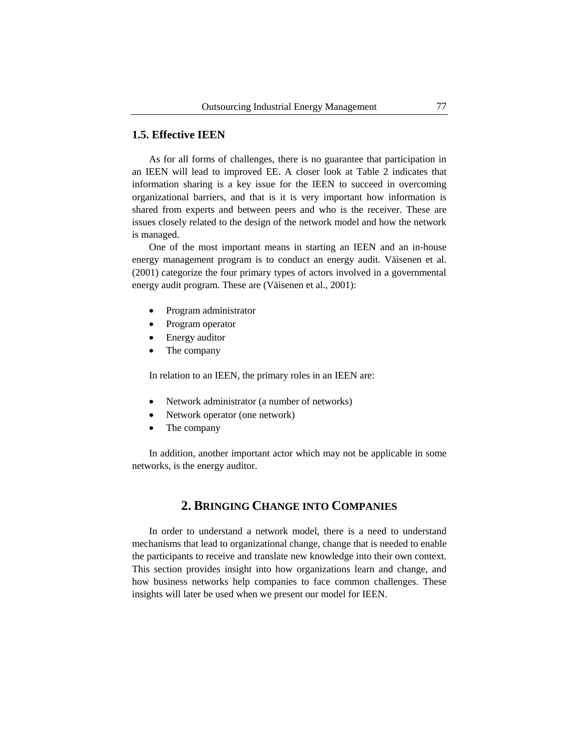### 1.5. Effective IEEN

As for all forms of challenges, there is no guarantee that participation in an IEEN will lead to improved EE. A closer look at Table 2 indicates that information sharing is a key issue for the IEEN to succeed in overcoming organizational barriers, and that is it is very important how information is shared from experts and between peers and who is the receiver. These are issues closely related to the design of the network model and how the network is managed.

One of the most important means in starting an IEEN and an in-house energy management program is to conduct an energy audit. Väisenen et al. (2001) categorize the four primary types of actors involved in a governmental energy audit program. These are (Väisenen et al., 2001):

- Program administrator
- Program operator
- Energy auditor
- The company

In relation to an IEEN, the primary roles in an IEEN are:

- Network administrator (a number of networks)
- Network operator (one network)
- The company

In addition, another important actor which may not be applicable in some networks, is the energy auditor.

## 2. Bringing Change into Companies

In order to understand a network model, there is a need to understand mechanisms that lead to organizational change, change that is needed to enable the participants to receive and translate new knowledge into their own context. This section provides insight into how organizations learn and change, and how business networks help companies to face common challenges. These insights will later be used when we present our model for IEEN.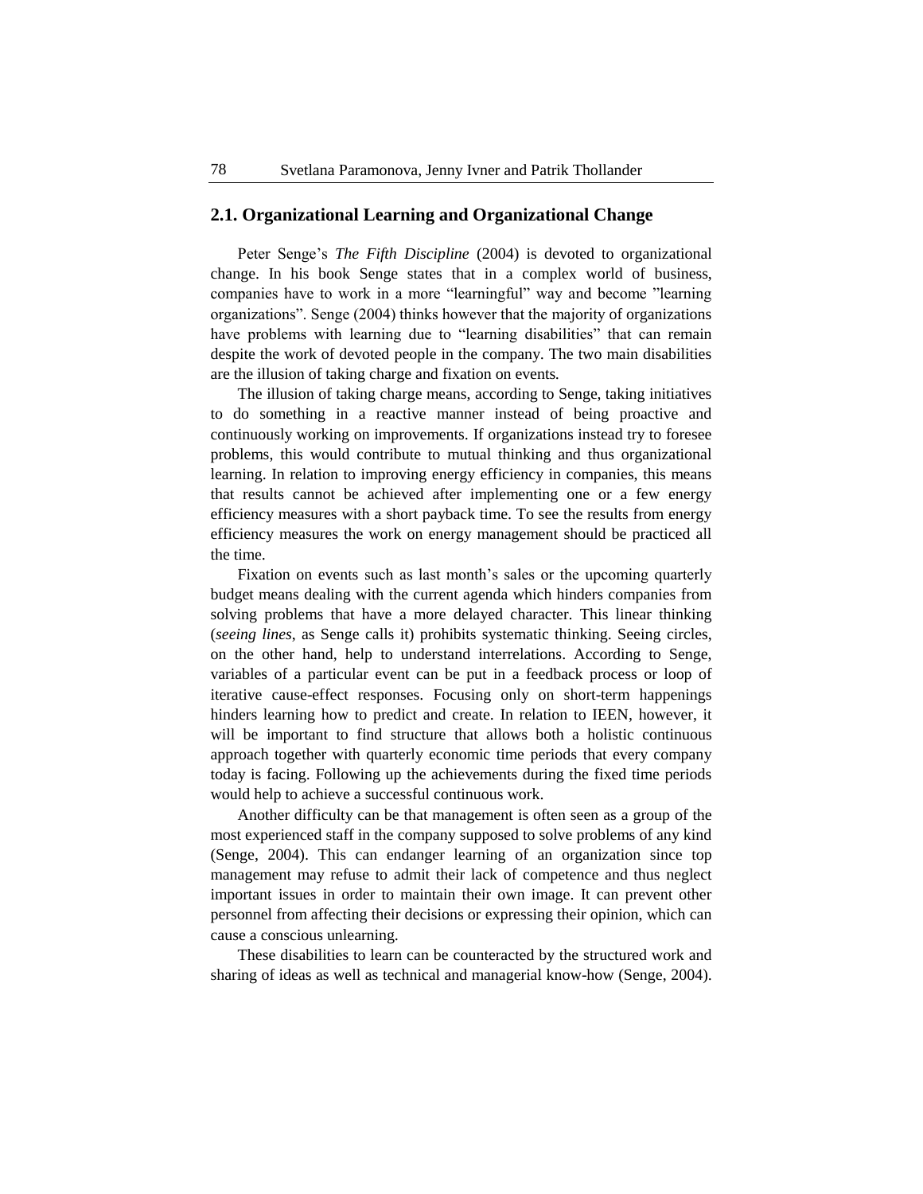## 2.1. Organizational Learning and Organizational Change

Peter Senge's *The Fifth Discipline* (2004) is devoted to organizational change. In his book Senge states that in a complex world of business, companies have to work in a more "learningful" way and become "learning organizations". Senge (2004) thinks however that the majority of organizations have problems with learning due to "learning disabilities" that can remain despite the work of devoted people in the company. The two main disabilities are the illusion of taking charge and fixation on events.

The illusion of taking charge means, according to Senge, taking initiatives to do something in a reactive manner instead of being proactive and continuously working on improvements. If organizations instead try to foresee problems, this would contribute to mutual thinking and thus organizational learning. In relation to improving energy efficiency in companies, this means that results cannot be achieved after implementing one or a few energy efficiency measures with a short payback time. To see the results from energy efficiency measures the work on energy management should be practiced all the time.

Fixation on events such as last month's sales or the upcoming quarterly budget means dealing with the current agenda which hinders companies from solving problems that have a more delayed character. This linear thinking (*seeing lines*, as Senge calls it) prohibits systematic thinking. Seeing circles, on the other hand, help to understand interrelations. According to Senge, variables of a particular event can be put in a feedback process or loop of iterative cause-effect responses. Focusing only on short-term happenings hinders learning how to predict and create. In relation to IEEN, however, it will be important to find structure that allows both a holistic continuous approach together with quarterly economic time periods that every company today is facing. Following up the achievements during the fixed time periods would help to achieve a successful continuous work.

Another difficulty can be that management is often seen as a group of the most experienced staff in the company supposed to solve problems of any kind (Senge, 2004). This can endanger learning of an organization since top management may refuse to admit their lack of competence and thus neglect important issues in order to maintain their own image. It can prevent other personnel from affecting their decisions or expressing their opinion, which can cause a conscious unlearning.

These disabilities to learn can be counteracted by the structured work and sharing of ideas as well as technical and managerial know-how (Senge, 2004).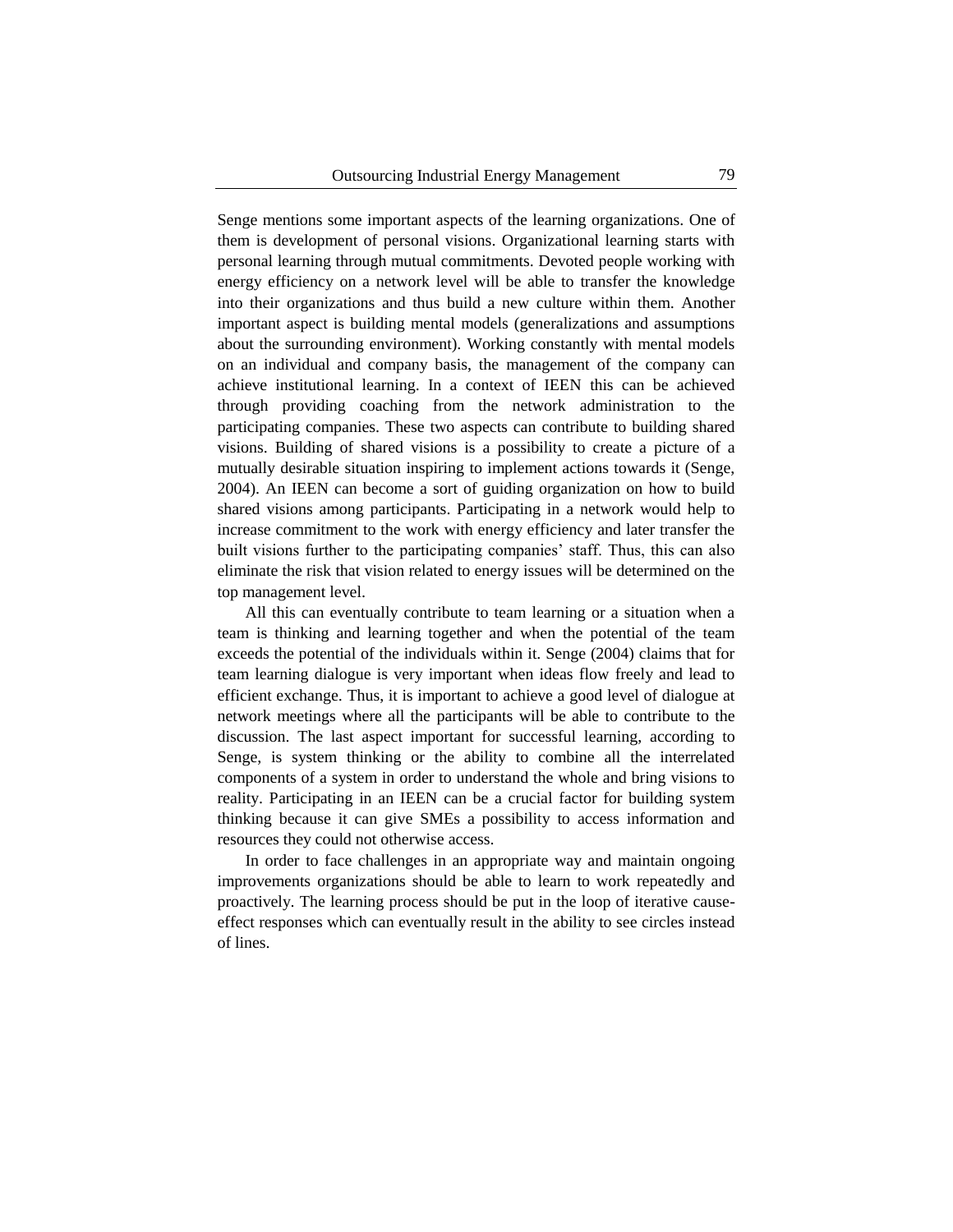Senge mentions some important aspects of the learning organizations. One of them is development of personal visions. Organizational learning starts with personal learning through mutual commitments. Devoted people working with energy efficiency on a network level will be able to transfer the knowledge into their organizations and thus build a new culture within them. Another important aspect is building mental models (generalizations and assumptions about the surrounding environment). Working constantly with mental models on an individual and company basis, the management of the company can achieve institutional learning. In a context of IEEN this can be achieved through providing coaching from the network administration to the participating companies. These two aspects can contribute to building shared visions. Building of shared visions is a possibility to create a picture of a mutually desirable situation inspiring to implement actions towards it (Senge, 2004). An IEEN can become a sort of guiding organization on how to build shared visions among participants. Participating in a network would help to increase commitment to the work with energy efficiency and later transfer the built visions further to the participating companies' staff. Thus, this can also eliminate the risk that vision related to energy issues will be determined on the top management level.

All this can eventually contribute to team learning or a situation when a team is thinking and learning together and when the potential of the team exceeds the potential of the individuals within it. Senge (2004) claims that for team learning dialogue is very important when ideas flow freely and lead to efficient exchange. Thus, it is important to achieve a good level of dialogue at network meetings where all the participants will be able to contribute to the discussion. The last aspect important for successful learning, according to Senge, is system thinking or the ability to combine all the interrelated components of a system in order to understand the whole and bring visions to reality. Participating in an IEEN can be a crucial factor for building system thinking because it can give SMEs a possibility to access information and resources they could not otherwise access.

In order to face challenges in an appropriate way and maintain ongoing improvements organizations should be able to learn to work repeatedly and proactively. The learning process should be put in the loop of iterative cause-effect responses which can eventually result in the ability to see circles instead of lines.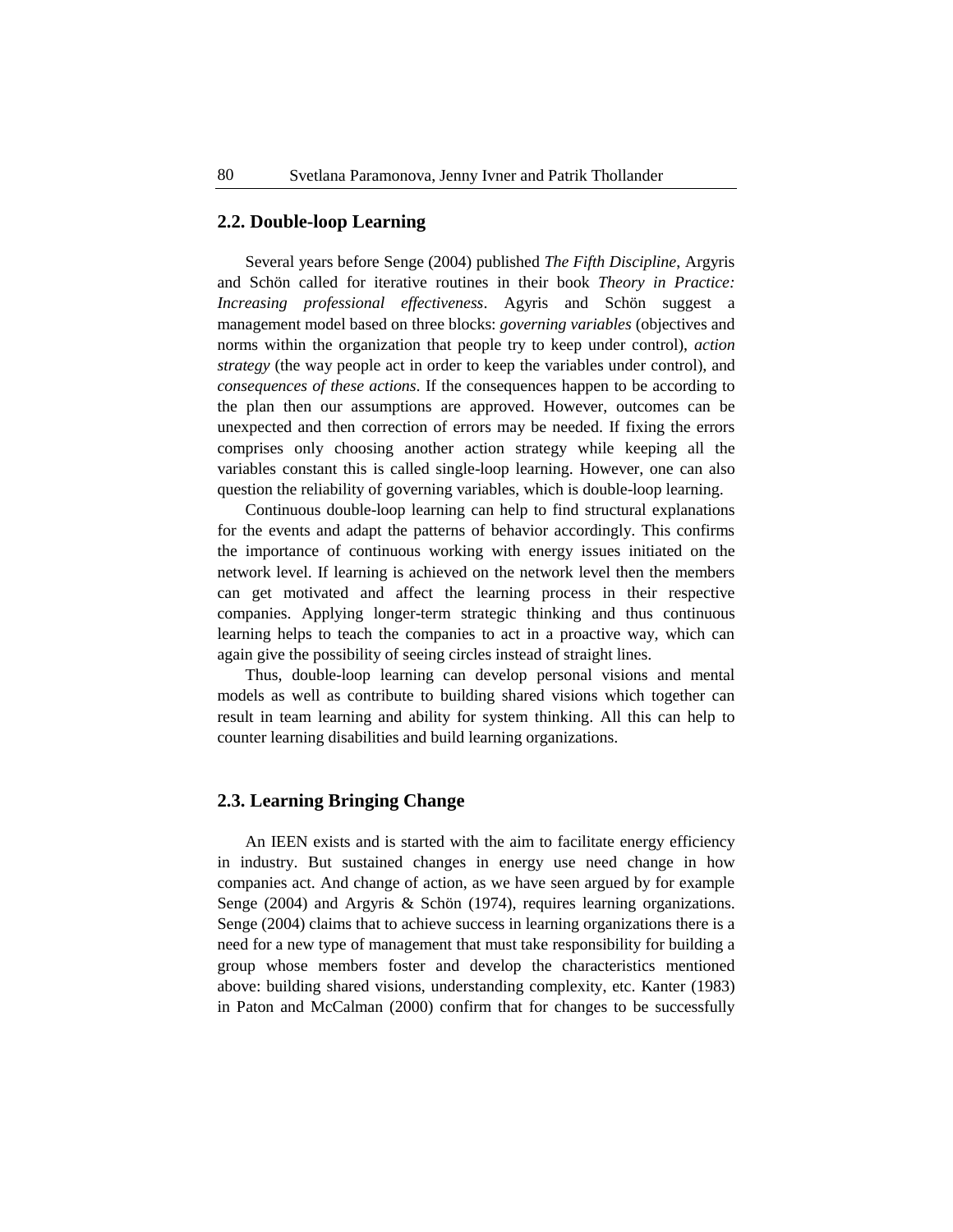## 2.2. Double-loop Learning

Several years before Senge (2004) published *The Fifth Discipline*, Argyris and Schön called for iterative routines in their book *Theory in Practice: Increasing professional effectiveness*. Agyris and Schön suggest a management model based on three blocks: *governing variables* (objectives and norms within the organization that people try to keep under control), *action strategy* (the way people act in order to keep the variables under control), and *consequences of these actions*. If the consequences happen to be according to the plan then our assumptions are approved. However, outcomes can be unexpected and then correction of errors may be needed. If fixing the errors comprises only choosing another action strategy while keeping all the variables constant this is called single-loop learning. However, one can also question the reliability of governing variables, which is double-loop learning.

Continuous double-loop learning can help to find structural explanations for the events and adapt the patterns of behavior accordingly. This confirms the importance of continuous working with energy issues initiated on the network level. If learning is achieved on the network level then the members can get motivated and affect the learning process in their respective companies. Applying longer-term strategic thinking and thus continuous learning helps to teach the companies to act in a proactive way, which can again give the possibility of seeing circles instead of straight lines.

Thus, double-loop learning can develop personal visions and mental models as well as contribute to building shared visions which together can result in team learning and ability for system thinking. All this can help to counter learning disabilities and build learning organizations.

## 2.3. Learning Bringing Change

An IEEN exists and is started with the aim to facilitate energy efficiency in industry. But sustained changes in energy use need change in how companies act. And change of action, as we have seen argued by for example Senge (2004) and Argyris & Schön (1974), requires learning organizations. Senge (2004) claims that to achieve success in learning organizations there is a need for a new type of management that must take responsibility for building a group whose members foster and develop the characteristics mentioned above: building shared visions, understanding complexity, etc. Kanter (1983) in Paton and McCalman (2000) confirm that for changes to be successfully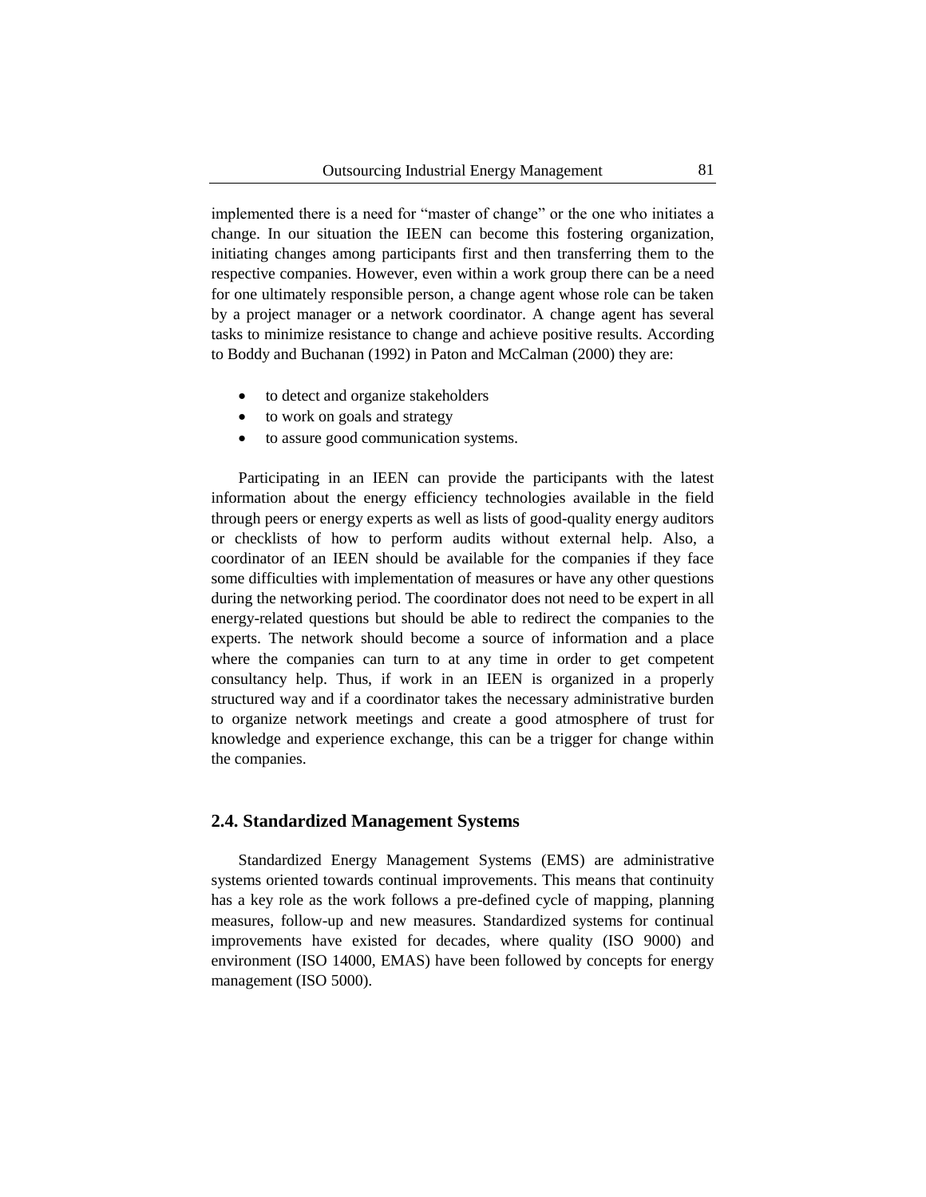implemented there is a need for "master of change" or the one who initiates a change. In our situation the IEEN can become this fostering organization, initiating changes among participants first and then transferring them to the respective companies. However, even within a work group there can be a need for one ultimately responsible person, a change agent whose role can be taken by a project manager or a network coordinator. A change agent has several tasks to minimize resistance to change and achieve positive results. According to Boddy and Buchanan (1992) in Paton and McCalman (2000) they are:

- to detect and organize stakeholders
- to work on goals and strategy
- to assure good communication systems.

Participating in an IEEN can provide the participants with the latest information about the energy efficiency technologies available in the field through peers or energy experts as well as lists of good-quality energy auditors or checklists of how to perform audits without external help. Also, a coordinator of an IEEN should be available for the companies if they face some difficulties with implementation of measures or have any other questions during the networking period. The coordinator does not need to be expert in all energy-related questions but should be able to redirect the companies to the experts. The network should become a source of information and a place where the companies can turn to at any time in order to get competent consultancy help. Thus, if work in an IEEN is organized in a properly structured way and if a coordinator takes the necessary administrative burden to organize network meetings and create a good atmosphere of trust for knowledge and experience exchange, this can be a trigger for change within the companies.

## 2.4. Standardized Management Systems

Standardized Energy Management Systems (EMS) are administrative systems oriented towards continual improvements. This means that continuity has a key role as the work follows a pre-defined cycle of mapping, planning measures, follow-up and new measures. Standardized systems for continual improvements have existed for decades, where quality (ISO 9000) and environment (ISO 14000, EMAS) have been followed by concepts for energy management (ISO 5000).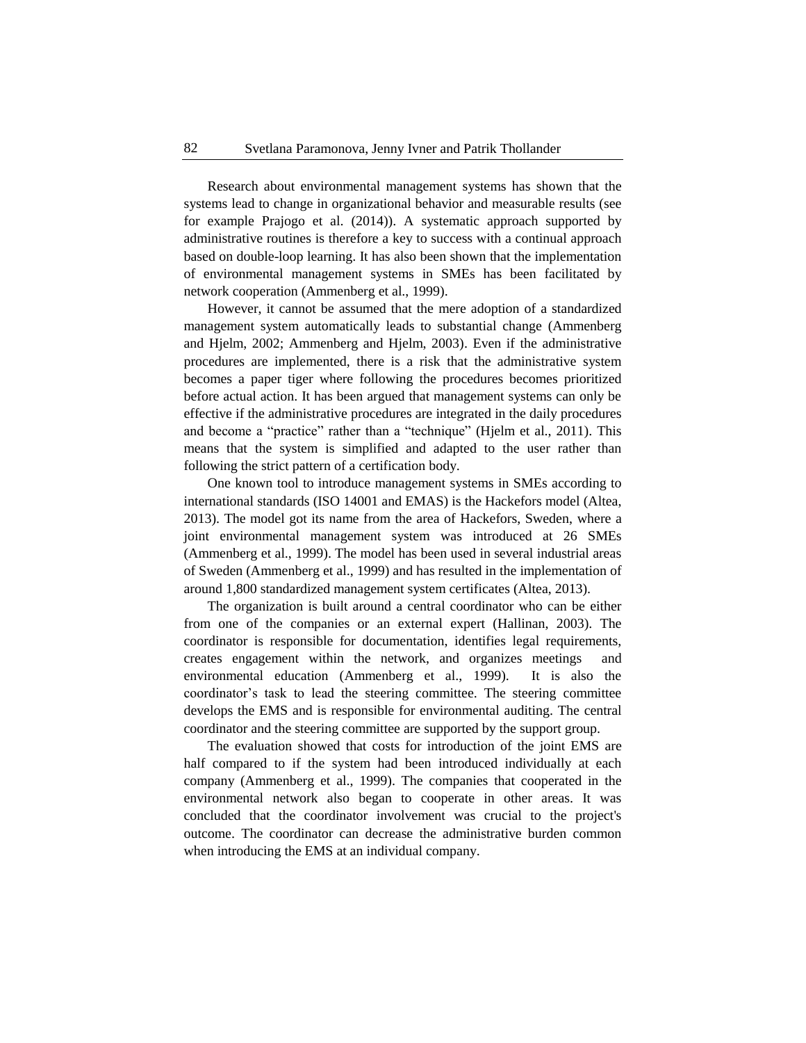Research about environmental management systems has shown that the systems lead to change in organizational behavior and measurable results (see for example Prajogo et al. (2014)). A systematic approach supported by administrative routines is therefore a key to success with a continual approach based on double-loop learning. It has also been shown that the implementation of environmental management systems in SMEs has been facilitated by network cooperation (Ammenberg et al., 1999).

However, it cannot be assumed that the mere adoption of a standardized management system automatically leads to substantial change (Ammenberg and Hjelm, 2002; Ammenberg and Hjelm, 2003). Even if the administrative procedures are implemented, there is a risk that the administrative system becomes a paper tiger where following the procedures becomes prioritized before actual action. It has been argued that management systems can only be effective if the administrative procedures are integrated in the daily procedures and become a "practice" rather than a "technique" (Hjelm et al., 2011). This means that the system is simplified and adapted to the user rather than following the strict pattern of a certification body.

One known tool to introduce management systems in SMEs according to international standards (ISO 14001 and EMAS) is the Hackefors model (Altea, 2013). The model got its name from the area of Hackefors, Sweden, where a joint environmental management system was introduced at 26 SMEs (Ammenberg et al., 1999). The model has been used in several industrial areas of Sweden (Ammenberg et al., 1999) and has resulted in the implementation of around 1,800 standardized management system certificates (Altea, 2013).

The organization is built around a central coordinator who can be either from one of the companies or an external expert (Hallinan, 2003). The coordinator is responsible for documentation, identifies legal requirements, creates engagement within the network, and organizes meetings and environmental education (Ammenberg et al., 1999). It is also the coordinator's task to lead the steering committee. The steering committee develops the EMS and is responsible for environmental auditing. The central coordinator and the steering committee are supported by the support group.

The evaluation showed that costs for introduction of the joint EMS are half compared to if the system had been introduced individually at each company (Ammenberg et al., 1999). The companies that cooperated in the environmental network also began to cooperate in other areas. It was concluded that the coordinator involvement was crucial to the project's outcome. The coordinator can decrease the administrative burden common when introducing the EMS at an individual company.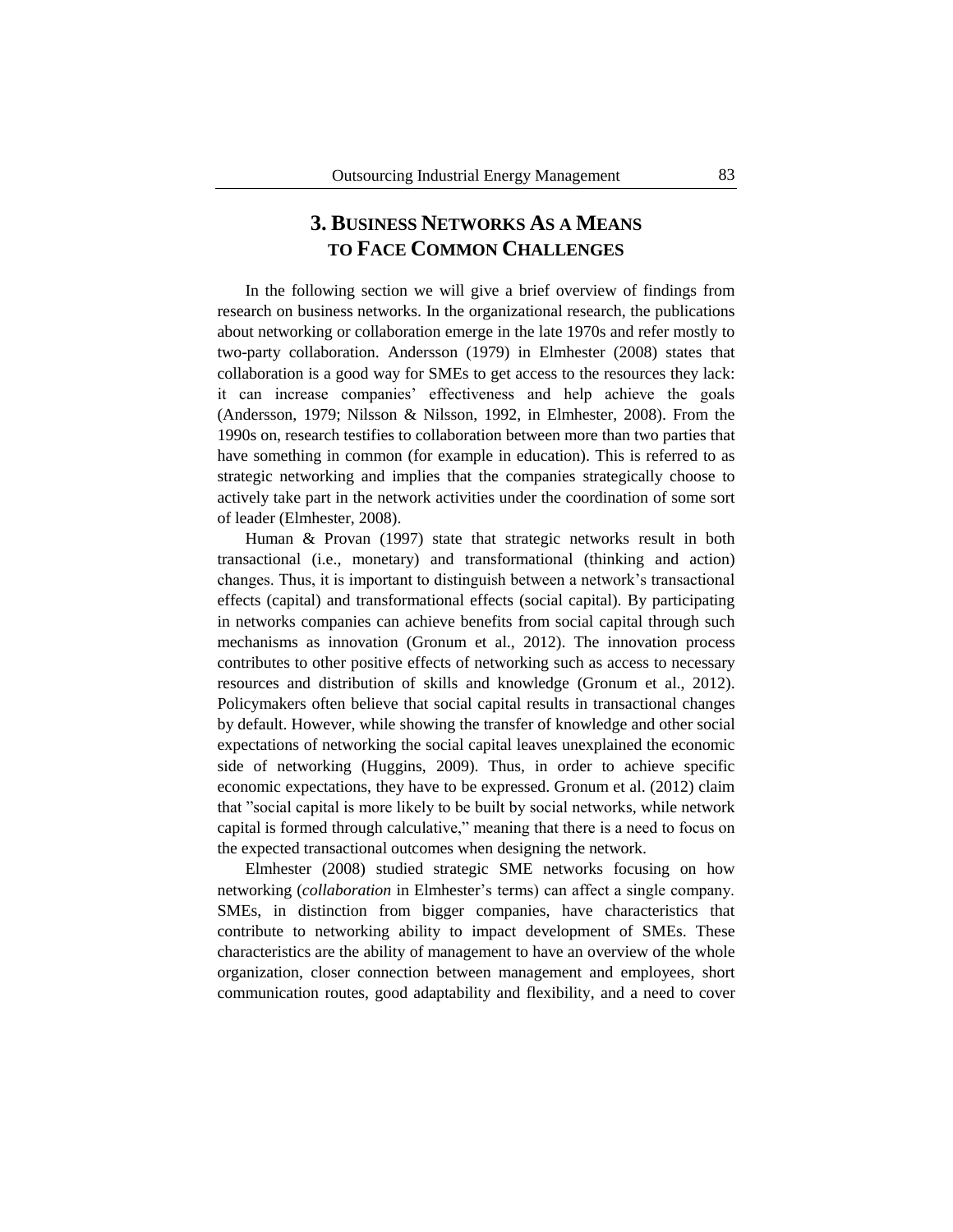## 3. Business Networks As a Means to Face Common Challenges

In the following section we will give a brief overview of findings from research on business networks. In the organizational research, the publications about networking or collaboration emerge in the late 1970s and refer mostly to two-party collaboration. Andersson (1979) in Elmhester (2008) states that collaboration is a good way for SMEs to get access to the resources they lack: it can increase companies' effectiveness and help achieve the goals (Andersson, 1979; Nilsson & Nilsson, 1992, in Elmhester, 2008). From the 1990s on, research testifies to collaboration between more than two parties that have something in common (for example in education). This is referred to as strategic networking and implies that the companies strategically choose to actively take part in the network activities under the coordination of some sort of leader (Elmhester, 2008).

Human & Provan (1997) state that strategic networks result in both transactional (i.e., monetary) and transformational (thinking and action) changes. Thus, it is important to distinguish between a network's transactional effects (capital) and transformational effects (social capital). By participating in networks companies can achieve benefits from social capital through such mechanisms as innovation (Gronum et al., 2012). The innovation process contributes to other positive effects of networking such as access to necessary resources and distribution of skills and knowledge (Gronum et al., 2012). Policymakers often believe that social capital results in transactional changes by default. However, while showing the transfer of knowledge and other social expectations of networking the social capital leaves unexplained the economic side of networking (Huggins, 2009). Thus, in order to achieve specific economic expectations, they have to be expressed. Gronum et al. (2012) claim that "social capital is more likely to be built by social networks, while network capital is formed through calculative," meaning that there is a need to focus on the expected transactional outcomes when designing the network.

Elmhester (2008) studied strategic SME networks focusing on how networking (*collaboration* in Elmhester's terms) can affect a single company. SMEs, in distinction from bigger companies, have characteristics that contribute to networking ability to impact development of SMEs. These characteristics are the ability of management to have an overview of the whole organization, closer connection between management and employees, short communication routes, good adaptability and flexibility, and a need to cover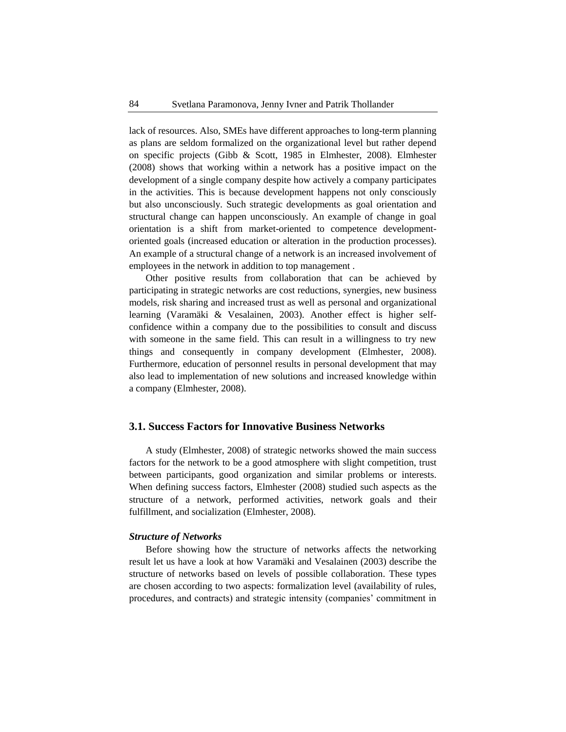lack of resources. Also, SMEs have different approaches to long-term planning as plans are seldom formalized on the organizational level but rather depend on specific projects (Gibb & Scott, 1985 in Elmhester, 2008). Elmhester (2008) shows that working within a network has a positive impact on the development of a single company despite how actively a company participates in the activities. This is because development happens not only consciously but also unconsciously. Such strategic developments as goal orientation and structural change can happen unconsciously. An example of change in goal orientation is a shift from market-oriented to competence development-oriented goals (increased education or alteration in the production processes). An example of a structural change of a network is an increased involvement of employees in the network in addition to top management .

Other positive results from collaboration that can be achieved by participating in strategic networks are cost reductions, synergies, new business models, risk sharing and increased trust as well as personal and organizational learning (Varamäki & Vesalainen, 2003). Another effect is higher self-confidence within a company due to the possibilities to consult and discuss with someone in the same field. This can result in a willingness to try new things and consequently in company development (Elmhester, 2008). Furthermore, education of personnel results in personal development that may also lead to implementation of new solutions and increased knowledge within a company (Elmhester, 2008).

## 3.1. Success Factors for Innovative Business Networks

A study (Elmhester, 2008) of strategic networks showed the main success factors for the network to be a good atmosphere with slight competition, trust between participants, good organization and similar problems or interests. When defining success factors, Elmhester (2008) studied such aspects as the structure of a network, performed activities, network goals and their fulfillment, and socialization (Elmhester, 2008).

***Structure of Networks***

Before showing how the structure of networks affects the networking result let us have a look at how Varamäki and Vesalainen (2003) describe the structure of networks based on levels of possible collaboration. These types are chosen according to two aspects: formalization level (availability of rules, procedures, and contracts) and strategic intensity (companies' commitment in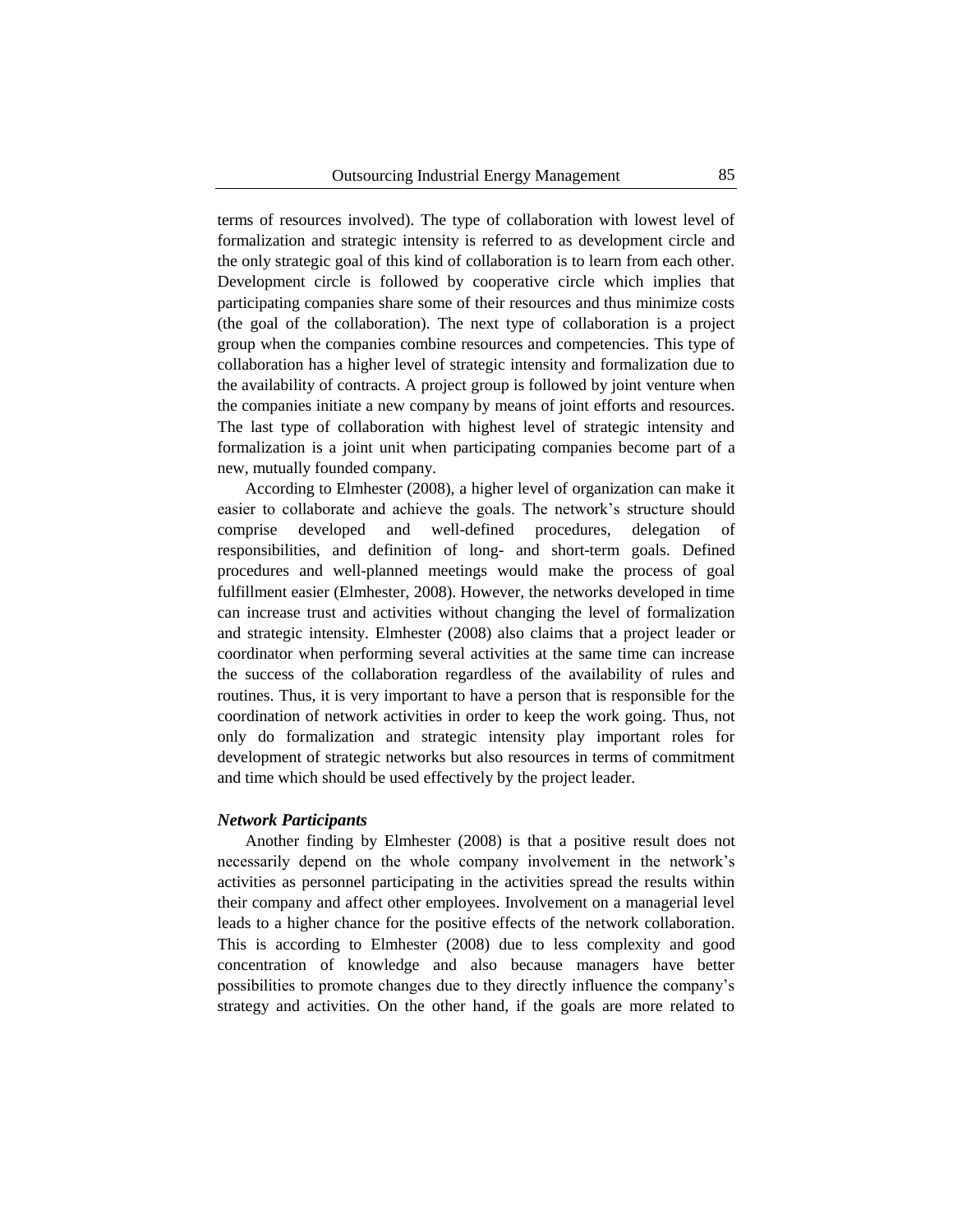terms of resources involved). The type of collaboration with lowest level of formalization and strategic intensity is referred to as development circle and the only strategic goal of this kind of collaboration is to learn from each other. Development circle is followed by cooperative circle which implies that participating companies share some of their resources and thus minimize costs (the goal of the collaboration). The next type of collaboration is a project group when the companies combine resources and competencies. This type of collaboration has a higher level of strategic intensity and formalization due to the availability of contracts. A project group is followed by joint venture when the companies initiate a new company by means of joint efforts and resources. The last type of collaboration with highest level of strategic intensity and formalization is a joint unit when participating companies become part of a new, mutually founded company.

According to Elmhester (2008), a higher level of organization can make it easier to collaborate and achieve the goals. The network's structure should comprise developed and well-defined procedures, delegation of responsibilities, and definition of long- and short-term goals. Defined procedures and well-planned meetings would make the process of goal fulfillment easier (Elmhester, 2008). However, the networks developed in time can increase trust and activities without changing the level of formalization and strategic intensity. Elmhester (2008) also claims that a project leader or coordinator when performing several activities at the same time can increase the success of the collaboration regardless of the availability of rules and routines. Thus, it is very important to have a person that is responsible for the coordination of network activities in order to keep the work going. Thus, not only do formalization and strategic intensity play important roles for development of strategic networks but also resources in terms of commitment and time which should be used effectively by the project leader.

### *Network Participants*

Another finding by Elmhester (2008) is that a positive result does not necessarily depend on the whole company involvement in the network's activities as personnel participating in the activities spread the results within their company and affect other employees. Involvement on a managerial level leads to a higher chance for the positive effects of the network collaboration. This is according to Elmhester (2008) due to less complexity and good concentration of knowledge and also because managers have better possibilities to promote changes due to they directly influence the company's strategy and activities. On the other hand, if the goals are more related to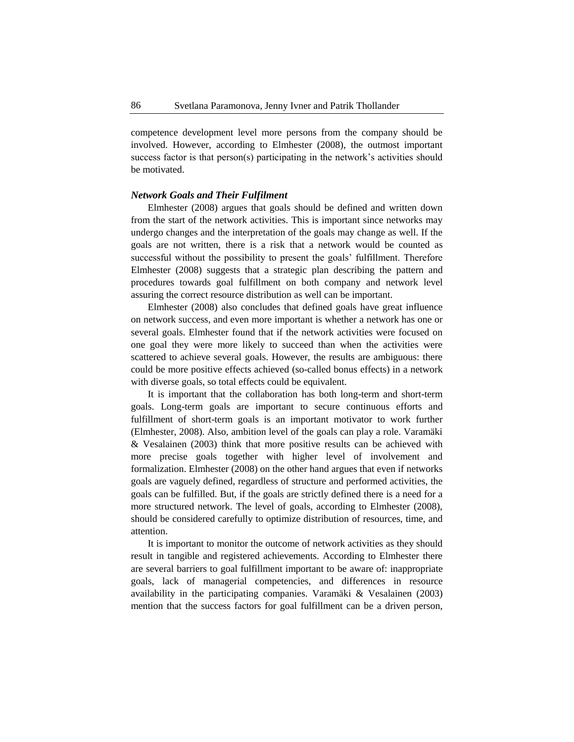competence development level more persons from the company should be involved. However, according to Elmhester (2008), the outmost important success factor is that person(s) participating in the network's activities should be motivated.

### *Network Goals and Their Fulfilment*

Elmhester (2008) argues that goals should be defined and written down from the start of the network activities. This is important since networks may undergo changes and the interpretation of the goals may change as well. If the goals are not written, there is a risk that a network would be counted as successful without the possibility to present the goals' fulfillment. Therefore Elmhester (2008) suggests that a strategic plan describing the pattern and procedures towards goal fulfillment on both company and network level assuring the correct resource distribution as well can be important.

Elmhester (2008) also concludes that defined goals have great influence on network success, and even more important is whether a network has one or several goals. Elmhester found that if the network activities were focused on one goal they were more likely to succeed than when the activities were scattered to achieve several goals. However, the results are ambiguous: there could be more positive effects achieved (so-called bonus effects) in a network with diverse goals, so total effects could be equivalent.

It is important that the collaboration has both long-term and short-term goals. Long-term goals are important to secure continuous efforts and fulfillment of short-term goals is an important motivator to work further (Elmhester, 2008). Also, ambition level of the goals can play a role. Varamäki & Vesalainen (2003) think that more positive results can be achieved with more precise goals together with higher level of involvement and formalization. Elmhester (2008) on the other hand argues that even if networks goals are vaguely defined, regardless of structure and performed activities, the goals can be fulfilled. But, if the goals are strictly defined there is a need for a more structured network. The level of goals, according to Elmhester (2008), should be considered carefully to optimize distribution of resources, time, and attention.

It is important to monitor the outcome of network activities as they should result in tangible and registered achievements. According to Elmhester there are several barriers to goal fulfillment important to be aware of: inappropriate goals, lack of managerial competencies, and differences in resource availability in the participating companies. Varamäki & Vesalainen (2003) mention that the success factors for goal fulfillment can be a driven person,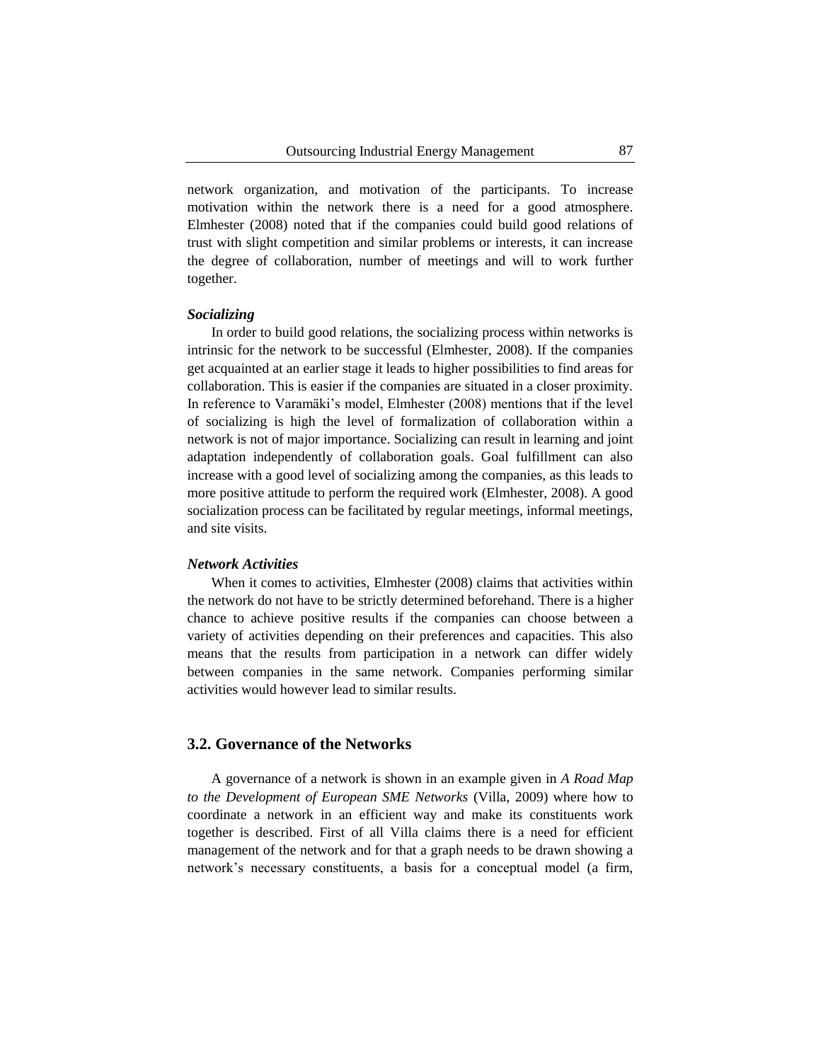network organization, and motivation of the participants. To increase motivation within the network there is a need for a good atmosphere. Elmhester (2008) noted that if the companies could build good relations of trust with slight competition and similar problems or interests, it can increase the degree of collaboration, number of meetings and will to work further together.

***Socializing***

In order to build good relations, the socializing process within networks is intrinsic for the network to be successful (Elmhester, 2008). If the companies get acquainted at an earlier stage it leads to higher possibilities to find areas for collaboration. This is easier if the companies are situated in a closer proximity. In reference to Varamäki's model, Elmhester (2008) mentions that if the level of socializing is high the level of formalization of collaboration within a network is not of major importance. Socializing can result in learning and joint adaptation independently of collaboration goals. Goal fulfillment can also increase with a good level of socializing among the companies, as this leads to more positive attitude to perform the required work (Elmhester, 2008). A good socialization process can be facilitated by regular meetings, informal meetings, and site visits.

***Network Activities***

When it comes to activities, Elmhester (2008) claims that activities within the network do not have to be strictly determined beforehand. There is a higher chance to achieve positive results if the companies can choose between a variety of activities depending on their preferences and capacities. This also means that the results from participation in a network can differ widely between companies in the same network. Companies performing similar activities would however lead to similar results.

## 3.2. Governance of the Networks

A governance of a network is shown in an example given in *A Road Map to the Development of European SME Networks* (Villa, 2009) where how to coordinate a network in an efficient way and make its constituents work together is described. First of all Villa claims there is a need for efficient management of the network and for that a graph needs to be drawn showing a network's necessary constituents, a basis for a conceptual model (a firm,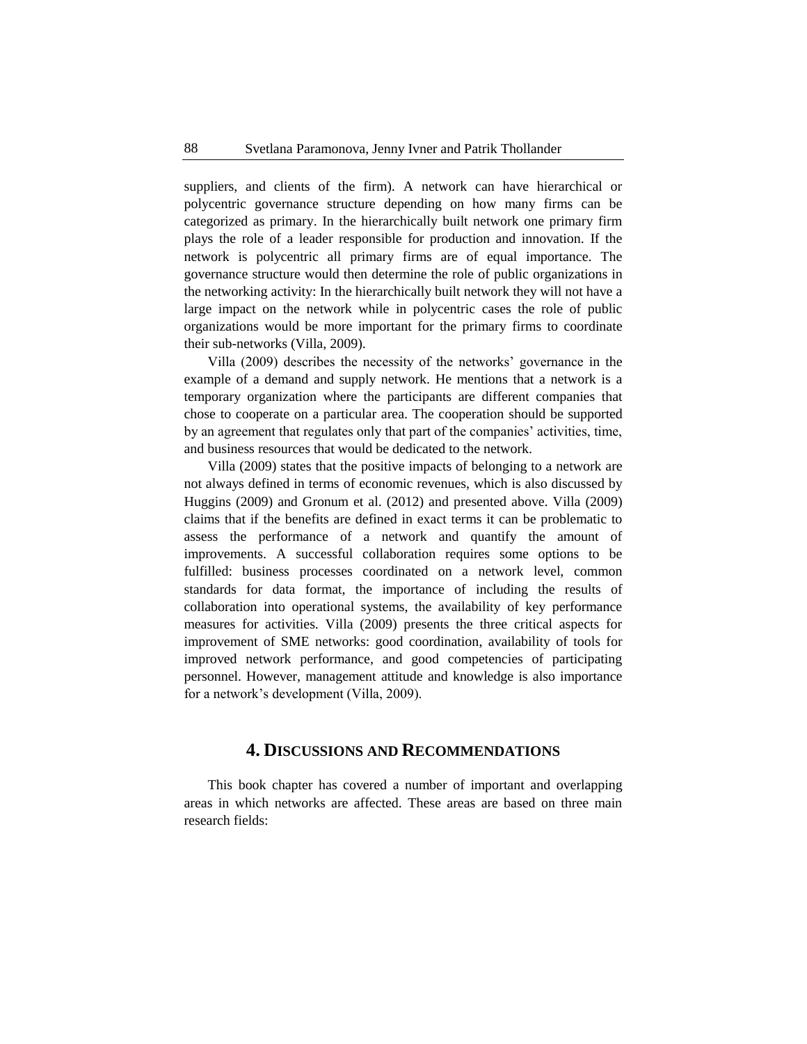suppliers, and clients of the firm). A network can have hierarchical or polycentric governance structure depending on how many firms can be categorized as primary. In the hierarchically built network one primary firm plays the role of a leader responsible for production and innovation. If the network is polycentric all primary firms are of equal importance. The governance structure would then determine the role of public organizations in the networking activity: In the hierarchically built network they will not have a large impact on the network while in polycentric cases the role of public organizations would be more important for the primary firms to coordinate their sub-networks (Villa, 2009).

Villa (2009) describes the necessity of the networks' governance in the example of a demand and supply network. He mentions that a network is a temporary organization where the participants are different companies that chose to cooperate on a particular area. The cooperation should be supported by an agreement that regulates only that part of the companies' activities, time, and business resources that would be dedicated to the network.

Villa (2009) states that the positive impacts of belonging to a network are not always defined in terms of economic revenues, which is also discussed by Huggins (2009) and Gronum et al. (2012) and presented above. Villa (2009) claims that if the benefits are defined in exact terms it can be problematic to assess the performance of a network and quantify the amount of improvements. A successful collaboration requires some options to be fulfilled: business processes coordinated on a network level, common standards for data format, the importance of including the results of collaboration into operational systems, the availability of key performance measures for activities. Villa (2009) presents the three critical aspects for improvement of SME networks: good coordination, availability of tools for improved network performance, and good competencies of participating personnel. However, management attitude and knowledge is also importance for a network's development (Villa, 2009).

## 4. Discussions and Recommendations

This book chapter has covered a number of important and overlapping areas in which networks are affected. These areas are based on three main research fields: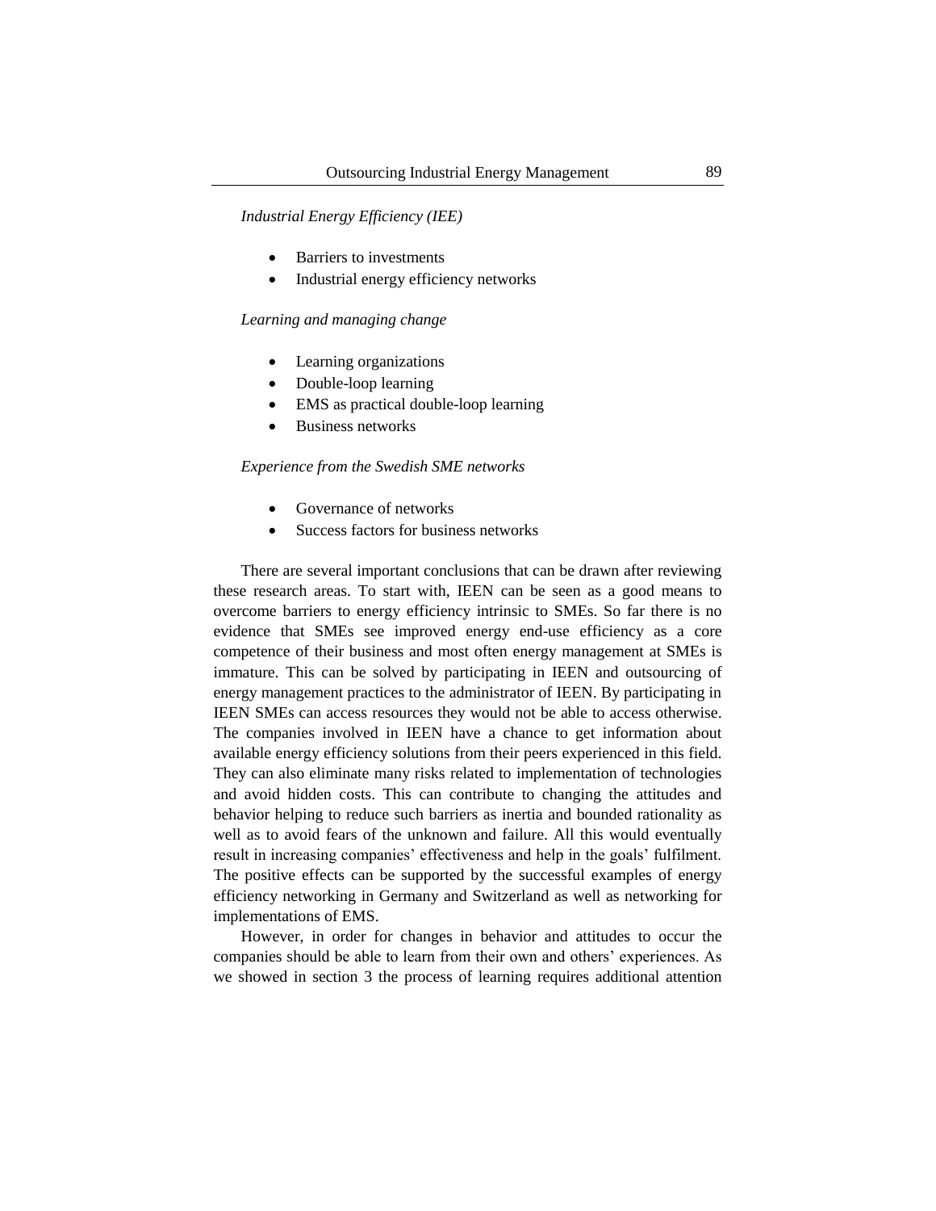*Industrial Energy Efficiency (IEE)*

- Barriers to investments
- Industrial energy efficiency networks

*Learning and managing change*

- Learning organizations
- Double-loop learning
- EMS as practical double-loop learning
- Business networks

*Experience from the Swedish SME networks*

- Governance of networks
- Success factors for business networks

There are several important conclusions that can be drawn after reviewing these research areas. To start with, IEEN can be seen as a good means to overcome barriers to energy efficiency intrinsic to SMEs. So far there is no evidence that SMEs see improved energy end-use efficiency as a core competence of their business and most often energy management at SMEs is immature. This can be solved by participating in IEEN and outsourcing of energy management practices to the administrator of IEEN. By participating in IEEN SMEs can access resources they would not be able to access otherwise. The companies involved in IEEN have a chance to get information about available energy efficiency solutions from their peers experienced in this field. They can also eliminate many risks related to implementation of technologies and avoid hidden costs. This can contribute to changing the attitudes and behavior helping to reduce such barriers as inertia and bounded rationality as well as to avoid fears of the unknown and failure. All this would eventually result in increasing companies' effectiveness and help in the goals' fulfilment. The positive effects can be supported by the successful examples of energy efficiency networking in Germany and Switzerland as well as networking for implementations of EMS.

However, in order for changes in behavior and attitudes to occur the companies should be able to learn from their own and others' experiences. As we showed in section 3 the process of learning requires additional attention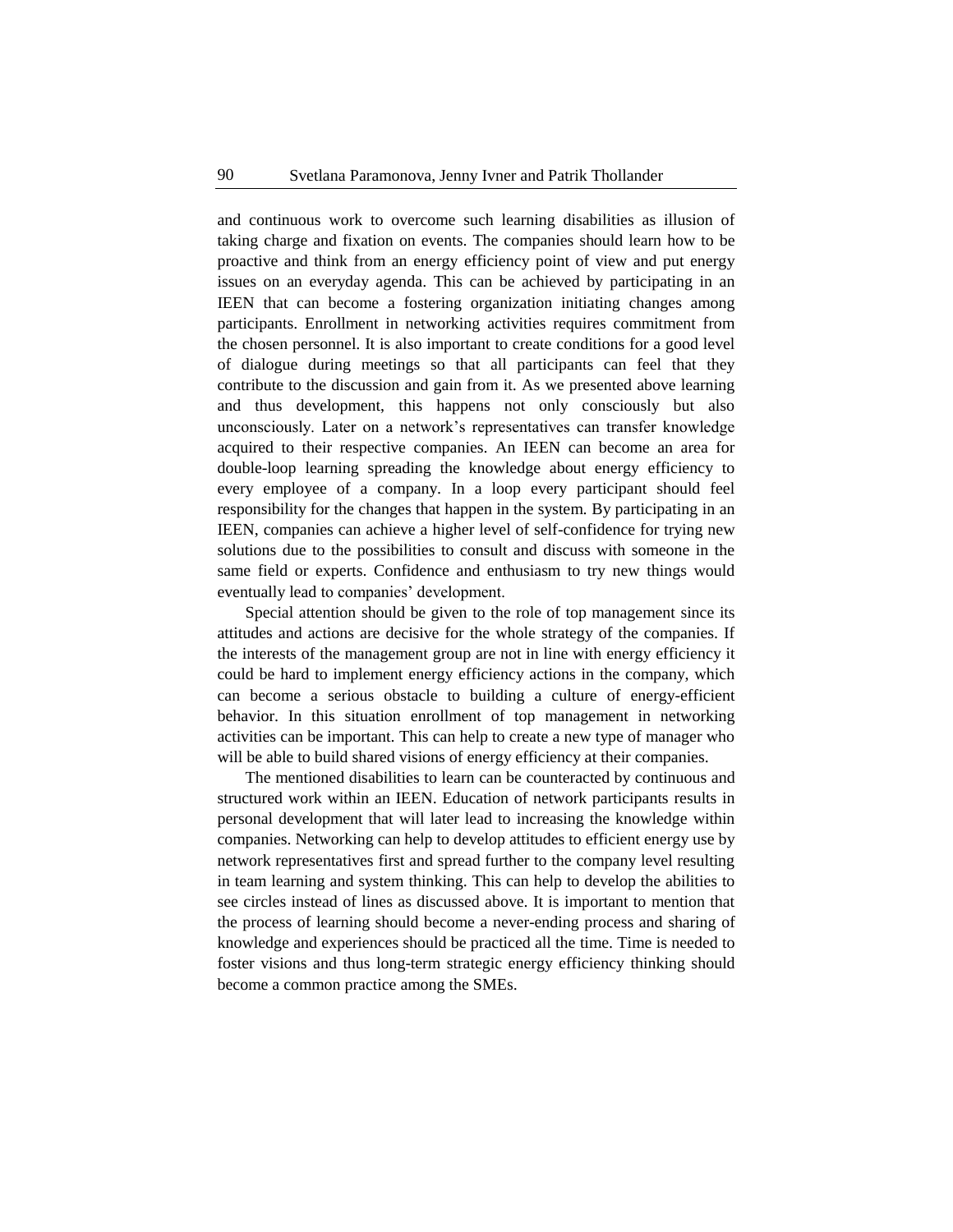and continuous work to overcome such learning disabilities as illusion of taking charge and fixation on events. The companies should learn how to be proactive and think from an energy efficiency point of view and put energy issues on an everyday agenda. This can be achieved by participating in an IEEN that can become a fostering organization initiating changes among participants. Enrollment in networking activities requires commitment from the chosen personnel. It is also important to create conditions for a good level of dialogue during meetings so that all participants can feel that they contribute to the discussion and gain from it. As we presented above learning and thus development, this happens not only consciously but also unconsciously. Later on a network's representatives can transfer knowledge acquired to their respective companies. An IEEN can become an area for double-loop learning spreading the knowledge about energy efficiency to every employee of a company. In a loop every participant should feel responsibility for the changes that happen in the system. By participating in an IEEN, companies can achieve a higher level of self-confidence for trying new solutions due to the possibilities to consult and discuss with someone in the same field or experts. Confidence and enthusiasm to try new things would eventually lead to companies' development.

Special attention should be given to the role of top management since its attitudes and actions are decisive for the whole strategy of the companies. If the interests of the management group are not in line with energy efficiency it could be hard to implement energy efficiency actions in the company, which can become a serious obstacle to building a culture of energy-efficient behavior. In this situation enrollment of top management in networking activities can be important. This can help to create a new type of manager who will be able to build shared visions of energy efficiency at their companies.

The mentioned disabilities to learn can be counteracted by continuous and structured work within an IEEN. Education of network participants results in personal development that will later lead to increasing the knowledge within companies. Networking can help to develop attitudes to efficient energy use by network representatives first and spread further to the company level resulting in team learning and system thinking. This can help to develop the abilities to see circles instead of lines as discussed above. It is important to mention that the process of learning should become a never-ending process and sharing of knowledge and experiences should be practiced all the time. Time is needed to foster visions and thus long-term strategic energy efficiency thinking should become a common practice among the SMEs.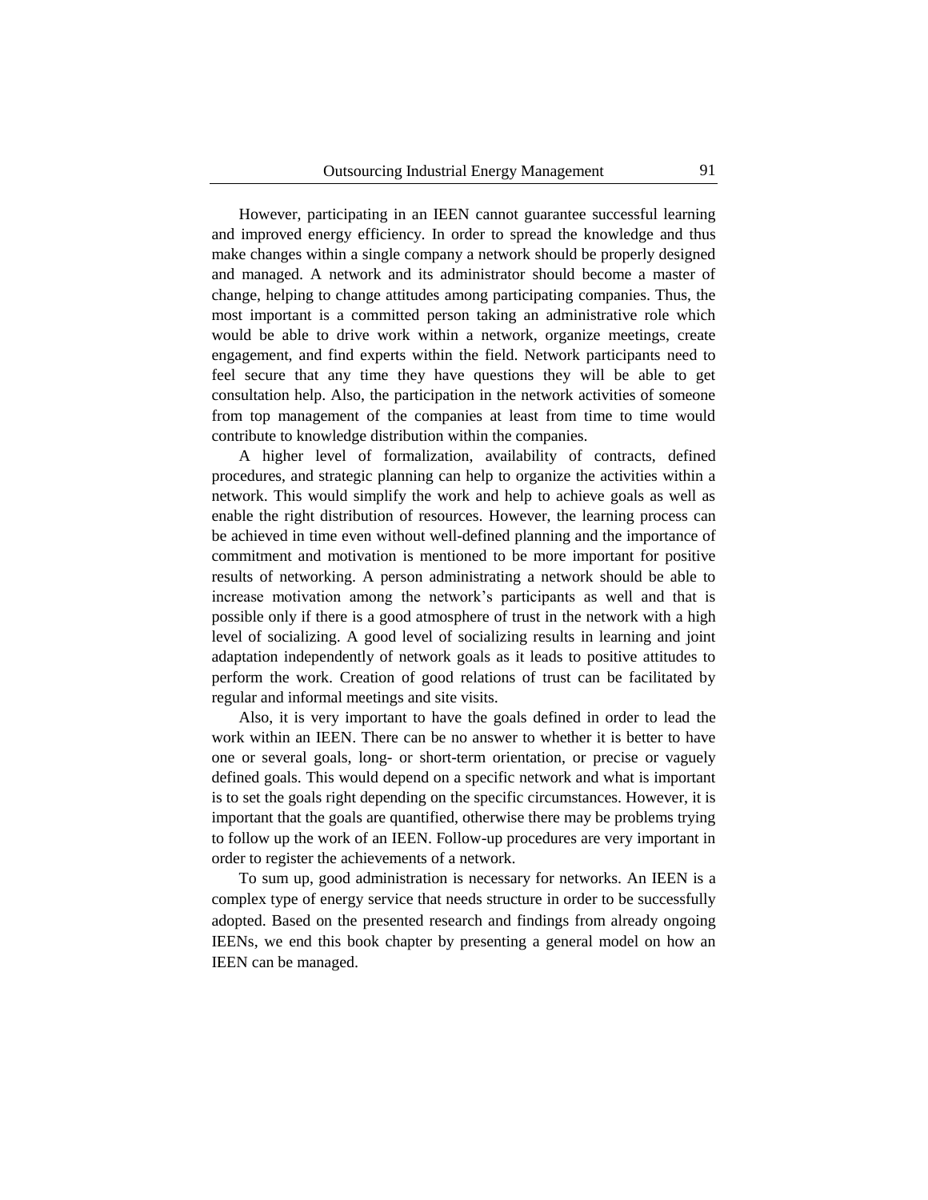However, participating in an IEEN cannot guarantee successful learning and improved energy efficiency. In order to spread the knowledge and thus make changes within a single company a network should be properly designed and managed. A network and its administrator should become a master of change, helping to change attitudes among participating companies. Thus, the most important is a committed person taking an administrative role which would be able to drive work within a network, organize meetings, create engagement, and find experts within the field. Network participants need to feel secure that any time they have questions they will be able to get consultation help. Also, the participation in the network activities of someone from top management of the companies at least from time to time would contribute to knowledge distribution within the companies.

A higher level of formalization, availability of contracts, defined procedures, and strategic planning can help to organize the activities within a network. This would simplify the work and help to achieve goals as well as enable the right distribution of resources. However, the learning process can be achieved in time even without well-defined planning and the importance of commitment and motivation is mentioned to be more important for positive results of networking. A person administrating a network should be able to increase motivation among the network's participants as well and that is possible only if there is a good atmosphere of trust in the network with a high level of socializing. A good level of socializing results in learning and joint adaptation independently of network goals as it leads to positive attitudes to perform the work. Creation of good relations of trust can be facilitated by regular and informal meetings and site visits.

Also, it is very important to have the goals defined in order to lead the work within an IEEN. There can be no answer to whether it is better to have one or several goals, long- or short-term orientation, or precise or vaguely defined goals. This would depend on a specific network and what is important is to set the goals right depending on the specific circumstances. However, it is important that the goals are quantified, otherwise there may be problems trying to follow up the work of an IEEN. Follow-up procedures are very important in order to register the achievements of a network.

To sum up, good administration is necessary for networks. An IEEN is a complex type of energy service that needs structure in order to be successfully adopted. Based on the presented research and findings from already ongoing IEENs, we end this book chapter by presenting a general model on how an IEEN can be managed.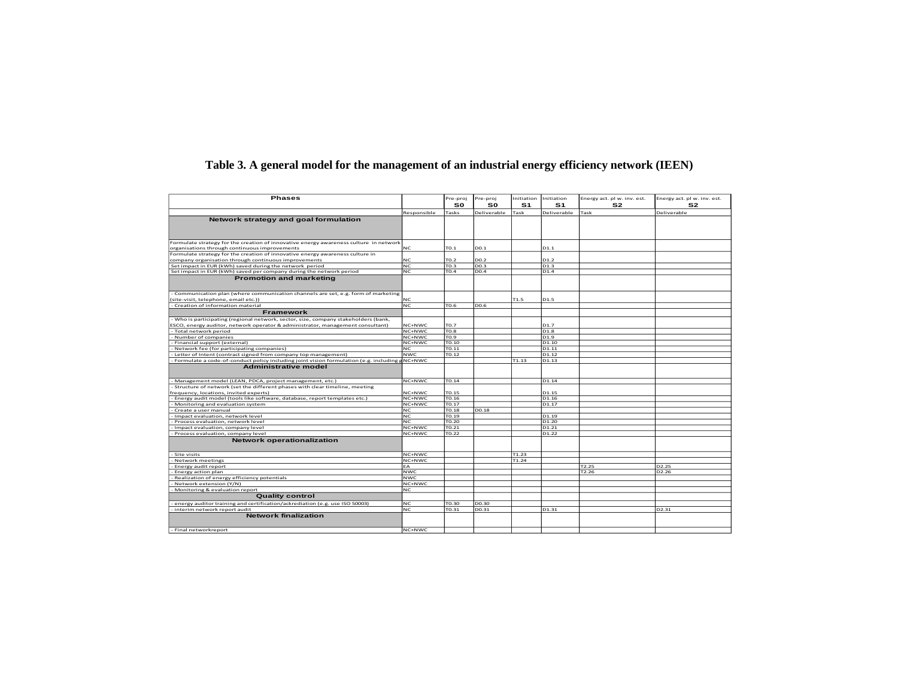**Table 3. A general model for the management of an industrial energy efficiency network (IEEN)**

| Phases | | Pre-proj S0 | Pre-proj S0 | Initiation S1 | Initiation S1 | Energy act. pl w. inv. est. S2 | Energy act. pl w. inv. est. S2 |
|---|---|---|---|---|---|---|---|
| | Responsible | Tasks | Deliverable | Task | Deliverable | Task | Deliverable |
| **Network strategy and goal formulation** | | | | | | | |
| Formulate strategy for the creation of innovative energy awareness culture in network organisations through continuous improvements | NC | T0.1 | D0.1 | | D1.1 | | |
| Formulate strategy for the creation of innovative energy awareness culture in company organisation through continuous improvements | NC | T0.2 | D0.2 | | D1.2 | | |
| Set impact in EUR (kWh) saved during the network period | NC | T0.3 | D0.3 | | D1.3 | | |
| Set impact in EUR (kWh) saved per company during the network period | NC | T0.4 | D0.4 | | D1.4 | | |
| **Promotion and marketing** | | | | | | | |
| - Communication plan (where communication channels are set, e.g. form of marketing (site-visit, telephone, email etc.)) | NC | | | T1.5 | D1.5 | | |
| - Creation of information material | NC | T0.6 | D0.6 | | | | |
| **Framework** | | | | | | | |
| - Who is participating (regional network, sector, size, company stakeholders (bank, ESCO, energy auditor, network operator & administrator, management consultant) | NC+NWC | T0.7 | | | D1.7 | | |
| - Total network period | NC+NWC | T0.8 | | | D1.8 | | |
| - Number of companies | NC+NWC | T0.9 | | | D1.9 | | |
| - Financial support (external) | NC+NWC | T0.10 | | | D1.10 | | |
| - Network fee (for participating companies) | NC | T0.11 | | | D1.11 | | |
| - Letter of Intent (contract signed from company top management) | NWC | T0.12 | | | D1.12 | | |
| - Formulate a code-of-conduct policy including joint vision formulation (e.g. including g | NC+NWC | | | T1.13 | D1.13 | | |
| **Administrative model** | | | | | | | |
| - Management model (LEAN, PDCA, project management, etc.) | NC+NWC | T0.14 | | | D1.14 | | |
| - Structure of network (set the different phases with clear timeline, meeting frequency, locations, invited experts) | NC+NWC | T0.15 | | | D1.15 | | |
| - Energy audit model (tools like software, database, report templates etc.) | NC+NWC | T0.16 | | | D1.16 | | |
| - Monitoring and evaluation system | NC+NWC | T0.17 | | | D1.17 | | |
| - Create a user manual | NC | T0.18 | D0.18 | | | | |
| - Impact evaluation, network level | NC | T0.19 | | | D1.19 | | |
| - Process evaluation, network level | NC | T0.20 | | | D1.20 | | |
| - Impact evaluation, company level | NC+NWC | T0.21 | | | D1.21 | | |
| - Process evaluation, company level | NC+NWC | T0.22 | | | D1.22 | | |
| **Network operationalization** | | | | | | | |
| - Site visits | NC+NWC | | | T1.23 | | | |
| - Network meetings | NC+NWC | | | T1.24 | | | |
| - Energy audit report | EA | | | | | T2.25 | D2.25 |
| - Energy action plan | NWC | | | | | T2.26 | D2.26 |
| - Realization of energy efficiency potentials | NWC | | | | | | |
| - Network extension (Y/N) | NC+NWC | | | | | | |
| - Monitoring & evaluation report | NC | | | | | | |
| **Quality control** | | | | | | | |
| - energy auditor training and certification/ackrediation (e.g. use ISO 50003) | NC | T0.30 | D0.30 | | | | |
| - interim network report audit | NC | T0.31 | D0.31 | | D1.31 | | D2.31 |
| **Network finalization** | | | | | | | |
| - Final networkreport | NC+NWC | | | | | | |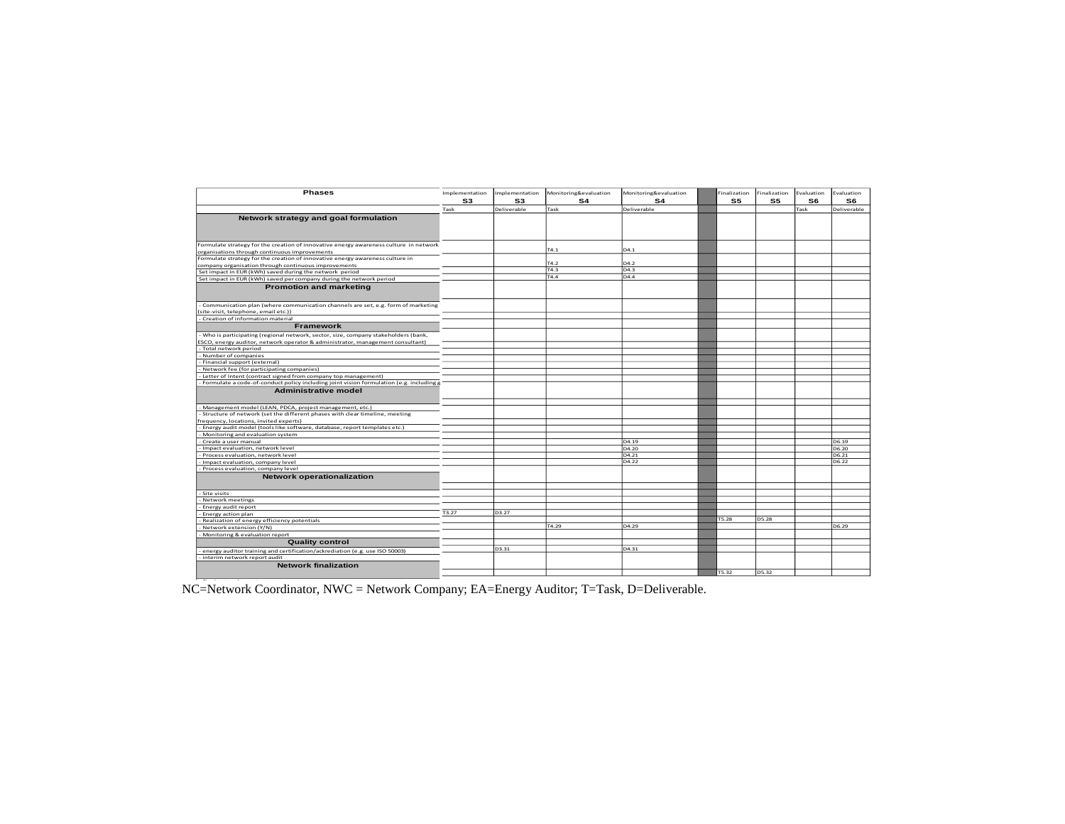| Phases | Implementation S3 | Implementation S3 | Monitoring&evaluation S4 | Monitoring&evaluation S4 | | Finalization S5 | Finalization S5 | Evaluation S6 | Evaluation S6 |
|---|---|---|---|---|---|---|---|---|---|
| | Task | Deliverable | Task | Deliverable | | | | Task | Deliverable |
| **Network strategy and goal formulation** | | | | | | | | | |
| Formulate strategy for the creation of innovative energy awareness culture in network organisations through continuous improvements | | | T4.1 | D4.1 | | | | | |
| Formulate strategy for the creation of innovative energy awareness culture in company organisation through continuous improvements | | | T4.2 | D4.2 | | | | | |
| Set impact in EUR (kWh) saved during the network period | | | T4.3 | D4.3 | | | | | |
| Set impact in EUR (kWh) saved per company during the network period | | | T4.4 | D4.4 | | | | | |
| **Promotion and marketing** | | | | | | | | | |
| - Communication plan (where communication channels are set, e.g. form of marketing (site-visit, telephone, email etc.)) | | | | | | | | | |
| - Creation of information material | | | | | | | | | |
| **Framework** | | | | | | | | | |
| - Who is participating (regional network, sector, size, company stakeholders (bank, ESCO, energy auditor, network operator & administrator, management consultant) | | | | | | | | | |
| - Total network period | | | | | | | | | |
| - Number of companies | | | | | | | | | |
| - Financial support (external) | | | | | | | | | |
| - Network fee (for participating companies) | | | | | | | | | |
| - Letter of Intent (contract signed from company top management) | | | | | | | | | |
| - Formulate a code-of-conduct policy including joint vision formulation (e.g. including g | | | | | | | | | |
| **Administrative model** | | | | | | | | | |
| - Management model (LEAN, PDCA, project management, etc.) | | | | | | | | | |
| - Structure of network (set the different phases with clear timeline, meeting frequency, locations, invited experts) | | | | | | | | | |
| - Energy audit model (tools like software, database, report templates etc.) | | | | | | | | | |
| - Monitoring and evaluation system | | | | | | | | | |
| - Create a user manual | | | | D4.19 | | | | | D6.19 |
| - Impact evaluation, network level | | | | D4.20 | | | | | D6.20 |
| - Process evaluation, network level | | | | D4.21 | | | | | D6.21 |
| - Impact evaluation, company level | | | | D4.22 | | | | | D6.22 |
| - Process evaluation, company level | | | | | | | | | |
| **Network operationalization** | | | | | | | | | |
| - Site visits | | | | | | | | | |
| - Network meetings | | | | | | | | | |
| - Energy audit report | | | | | | | | | |
| - Energy action plan | T3.27 | D3.27 | | | | | | | |
| - Realization of energy efficiency potentials | | | | | | T5.28 | D5.28 | | |
| - Network extension (Y/N) | | | T4.29 | D4.29 | | | | | D6.29 |
| - Monitoring & evaluation report | | | | | | | | | |
| **Quality control** | | | | | | | | | |
| - energy auditor training and certification/ackrediation (e.g. use ISO 50003) | | D3.31 | | D4.31 | | | | | |
| - interim network report audit | | | | | | | | | |
| **Network finalization** | | | | | | T5.32 | D5.32 | | |

NC=Network Coordinator, NWC = Network Company; EA=Energy Auditor; T=Task, D=Deliverable.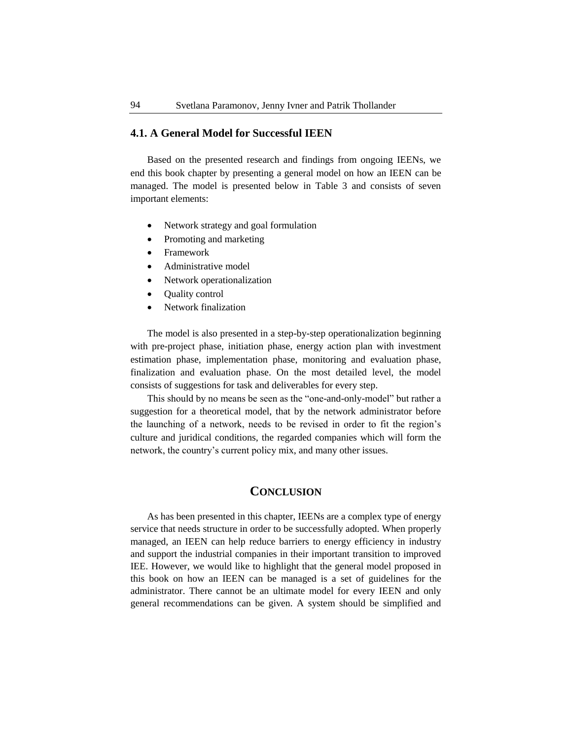### 4.1. A General Model for Successful IEEN

Based on the presented research and findings from ongoing IEENs, we end this book chapter by presenting a general model on how an IEEN can be managed. The model is presented below in Table 3 and consists of seven important elements:

- Network strategy and goal formulation
- Promoting and marketing
- Framework
- Administrative model
- Network operationalization
- Quality control
- Network finalization

The model is also presented in a step-by-step operationalization beginning with pre-project phase, initiation phase, energy action plan with investment estimation phase, implementation phase, monitoring and evaluation phase, finalization and evaluation phase. On the most detailed level, the model consists of suggestions for task and deliverables for every step.

This should by no means be seen as the "one-and-only-model" but rather a suggestion for a theoretical model, that by the network administrator before the launching of a network, needs to be revised in order to fit the region's culture and juridical conditions, the regarded companies which will form the network, the country's current policy mix, and many other issues.

## CONCLUSION

As has been presented in this chapter, IEENs are a complex type of energy service that needs structure in order to be successfully adopted. When properly managed, an IEEN can help reduce barriers to energy efficiency in industry and support the industrial companies in their important transition to improved IEE. However, we would like to highlight that the general model proposed in this book on how an IEEN can be managed is a set of guidelines for the administrator. There cannot be an ultimate model for every IEEN and only general recommendations can be given. A system should be simplified and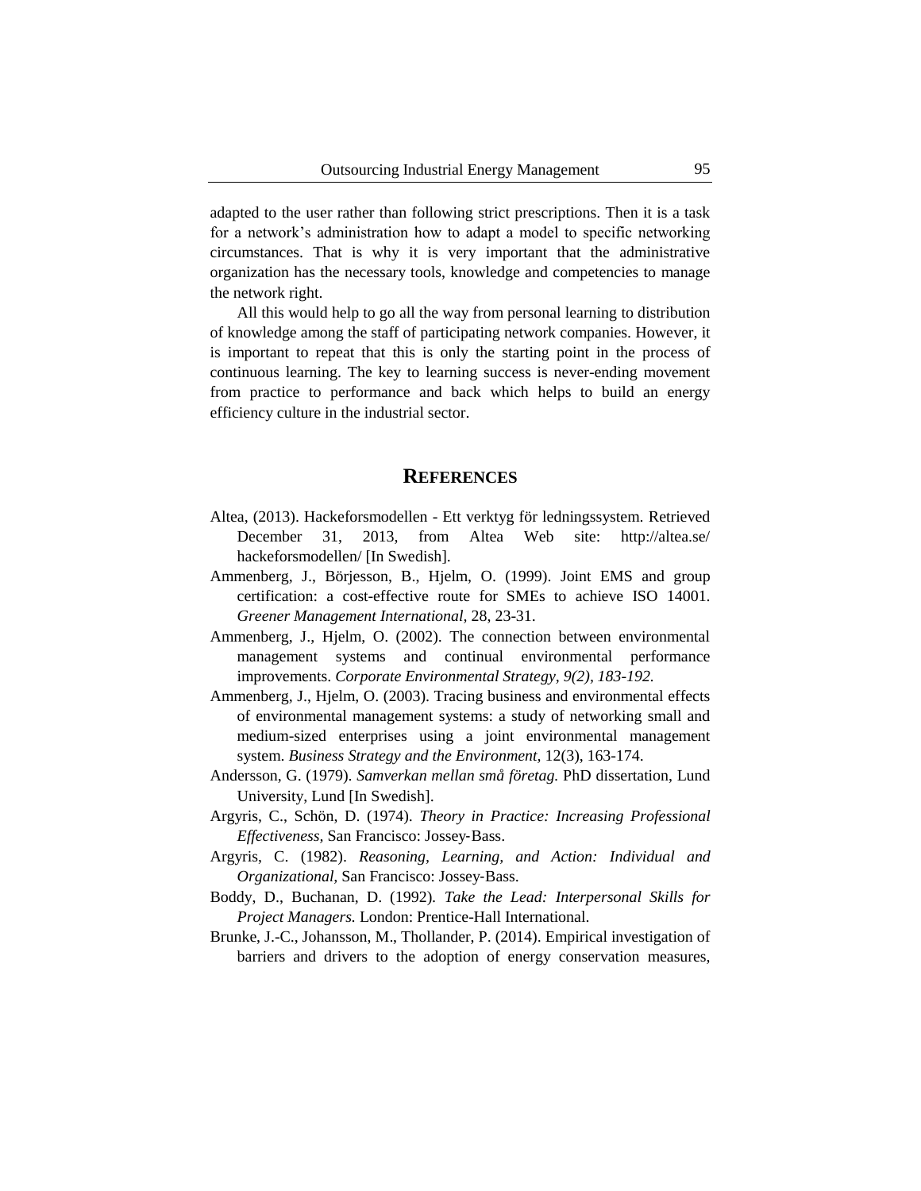adapted to the user rather than following strict prescriptions. Then it is a task for a network's administration how to adapt a model to specific networking circumstances. That is why it is very important that the administrative organization has the necessary tools, knowledge and competencies to manage the network right.

All this would help to go all the way from personal learning to distribution of knowledge among the staff of participating network companies. However, it is important to repeat that this is only the starting point in the process of continuous learning. The key to learning success is never-ending movement from practice to performance and back which helps to build an energy efficiency culture in the industrial sector.

## REFERENCES

Altea, (2013). Hackeforsmodellen - Ett verktyg för ledningssystem. Retrieved December 31, 2013, from Altea Web site: http://altea.se/hackeforsmodellen/ [In Swedish].

Ammenberg, J., Börjesson, B., Hjelm, O. (1999). Joint EMS and group certification: a cost-effective route for SMEs to achieve ISO 14001. *Greener Management International*, 28, 23-31.

Ammenberg, J., Hjelm, O. (2002). The connection between environmental management systems and continual environmental performance improvements. *Corporate Environmental Strategy, 9(2), 183-192.*

Ammenberg, J., Hjelm, O. (2003). Tracing business and environmental effects of environmental management systems: a study of networking small and medium-sized enterprises using a joint environmental management system. *Business Strategy and the Environment*, 12(3), 163-174.

Andersson, G. (1979). *Samverkan mellan små företag.* PhD dissertation, Lund University, Lund [In Swedish].

Argyris, C., Schön, D. (1974). *Theory in Practice: Increasing Professional Effectiveness,* San Francisco: Jossey-Bass.

Argyris, C. (1982). *Reasoning, Learning, and Action: Individual and Organizational,* San Francisco: Jossey-Bass.

Boddy, D., Buchanan, D. (1992). *Take the Lead: Interpersonal Skills for Project Managers.* London: Prentice-Hall International.

Brunke, J.-C., Johansson, M., Thollander, P. (2014). Empirical investigation of barriers and drivers to the adoption of energy conservation measures,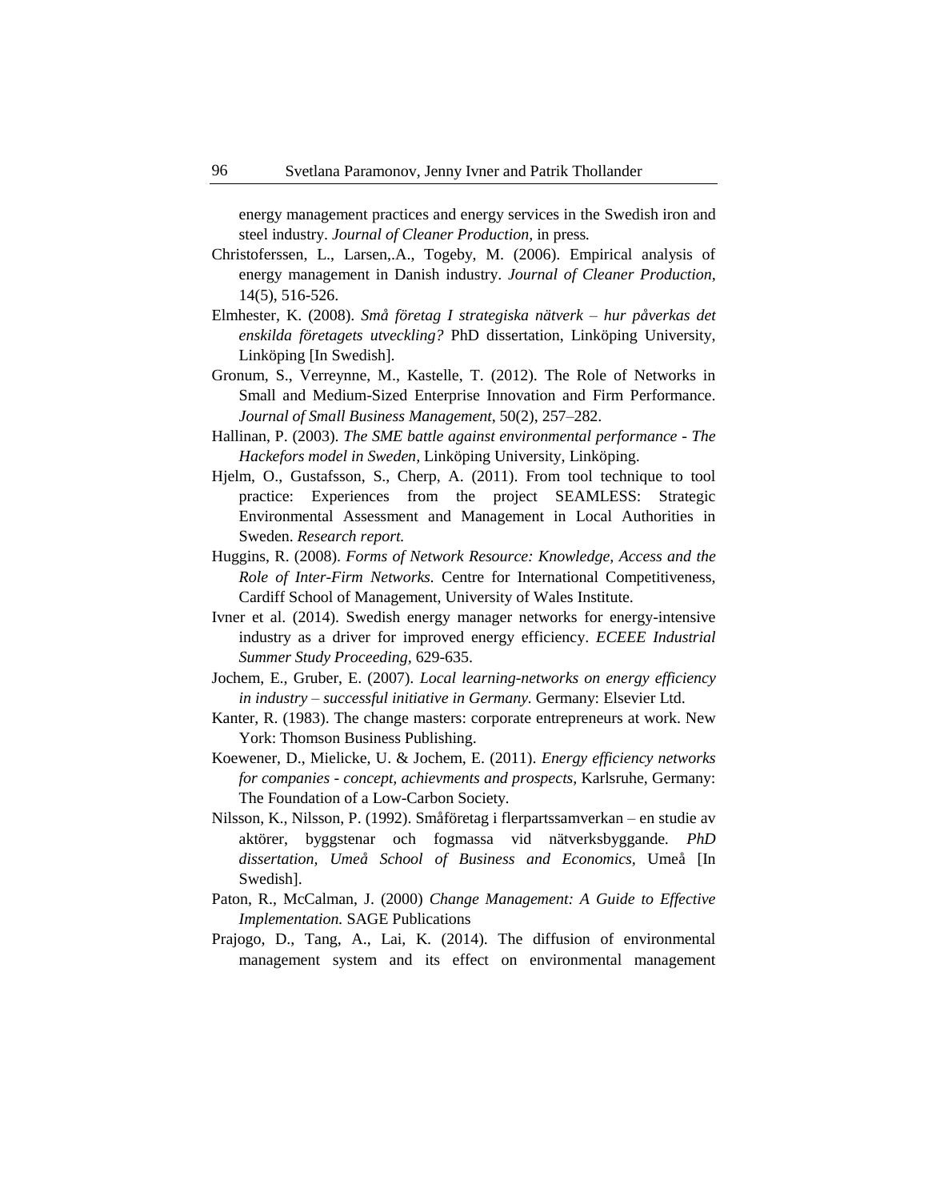energy management practices and energy services in the Swedish iron and steel industry. *Journal of Cleaner Production,* in press*.*

Christoferssen, L., Larsen,.A., Togeby, M. (2006). Empirical analysis of energy management in Danish industry. *Journal of Cleaner Production*, 14(5), 516-526.

Elmhester, K. (2008). *Små företag I strategiska nätverk – hur påverkas det enskilda företagets utveckling?* PhD dissertation, Linköping University, Linköping [In Swedish].

Gronum, S., Verreynne, M., Kastelle, T. (2012). The Role of Networks in Small and Medium-Sized Enterprise Innovation and Firm Performance. *Journal of Small Business Management*, 50(2), 257–282.

Hallinan, P. (2003). *The SME battle against environmental performance - The Hackefors model in Sweden,* Linköping University, Linköping.

Hjelm, O., Gustafsson, S., Cherp, A. (2011). From tool technique to tool practice: Experiences from the project SEAMLESS: Strategic Environmental Assessment and Management in Local Authorities in Sweden. *Research report.*

Huggins, R. (2008). *Forms of Network Resource: Knowledge, Access and the Role of Inter-Firm Networks.* Centre for International Competitiveness, Cardiff School of Management, University of Wales Institute.

Ivner et al. (2014). Swedish energy manager networks for energy-intensive industry as a driver for improved energy efficiency. *ECEEE Industrial Summer Study Proceeding,* 629-635.

Jochem, E., Gruber, E. (2007). *Local learning-networks on energy efficiency in industry – successful initiative in Germany.* Germany: Elsevier Ltd.

Kanter, R. (1983). The change masters: corporate entrepreneurs at work. New York: Thomson Business Publishing.

Koewener, D., Mielicke, U. & Jochem, E. (2011). *Energy efficiency networks for companies - concept, achievments and prospects,* Karlsruhe, Germany: The Foundation of a Low-Carbon Society.

Nilsson, K., Nilsson, P. (1992). Småföretag i flerpartssamverkan – en studie av aktörer, byggstenar och fogmassa vid nätverksbyggande*. PhD dissertation, Umeå School of Business and Economics*, Umeå [In Swedish].

Paton, R., McCalman, J. (2000) *Change Management: A Guide to Effective Implementation.* SAGE Publications

Prajogo, D., Tang, A., Lai, K. (2014). The diffusion of environmental management system and its effect on environmental management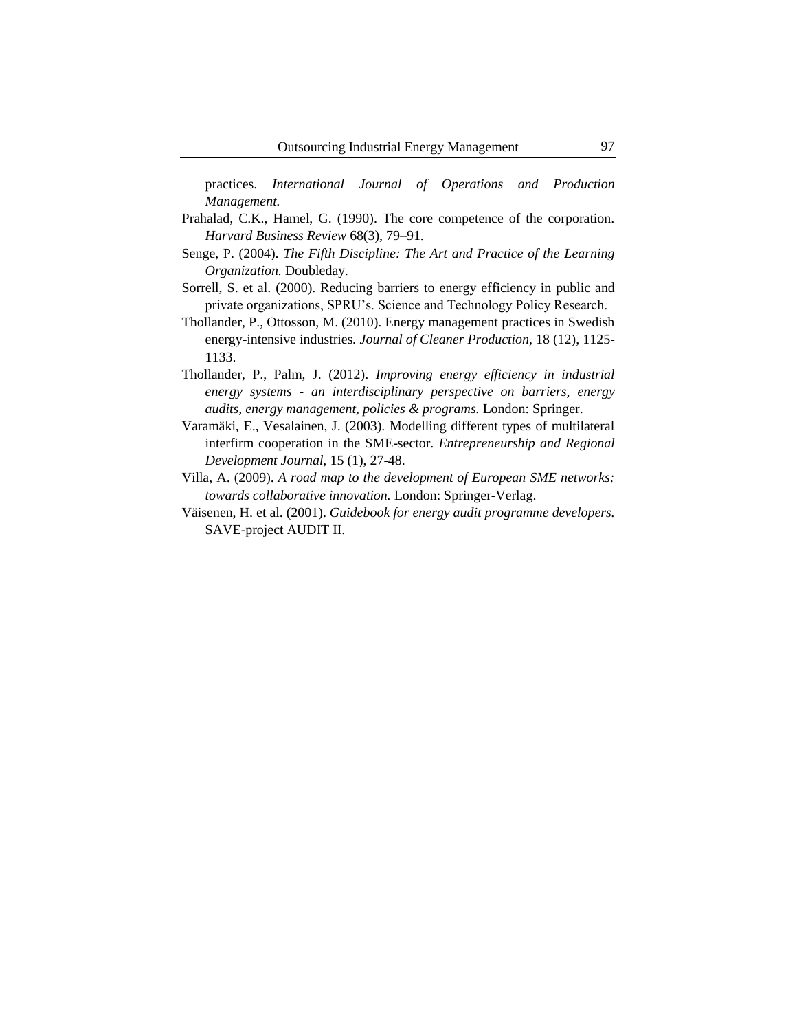practices. *International Journal of Operations and Production Management.*

Prahalad, C.K., Hamel, G. (1990). The core competence of the corporation. *Harvard Business Review* 68(3), 79–91.

Senge, P. (2004). *The Fifth Discipline: The Art and Practice of the Learning Organization.* Doubleday.

Sorrell, S. et al. (2000). Reducing barriers to energy efficiency in public and private organizations, SPRU's. Science and Technology Policy Research.

Thollander, P., Ottosson, M. (2010). Energy management practices in Swedish energy-intensive industries. *Journal of Cleaner Production*, 18 (12), 1125-1133.

Thollander, P., Palm, J. (2012). *Improving energy efficiency in industrial energy systems - an interdisciplinary perspective on barriers, energy audits, energy management, policies & programs.* London: Springer.

Varamäki, E., Vesalainen, J. (2003). Modelling different types of multilateral interfirm cooperation in the SME-sector. *Entrepreneurship and Regional Development Journal*, 15 (1), 27-48.

Villa, A. (2009). *A road map to the development of European SME networks: towards collaborative innovation.* London: Springer-Verlag.

Väisenen, H. et al. (2001). *Guidebook for energy audit programme developers.* SAVE-project AUDIT II.